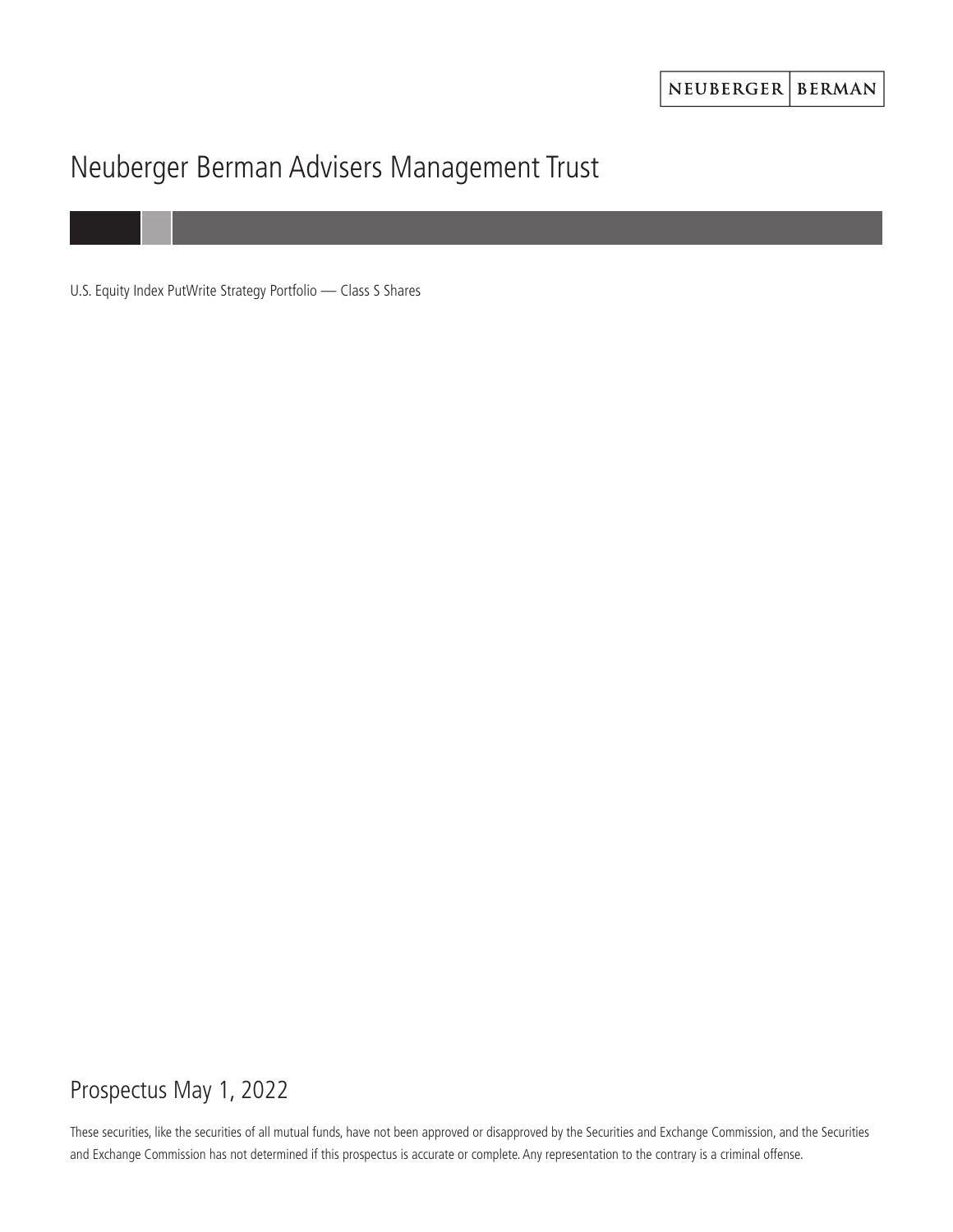NEUBERGER | BERMAN

# Neuberger Berman Advisers Management Trust

U.S. Equity Index PutWrite Strategy Portfolio — Class S Shares

## Prospectus May 1, 2022

These securities, like the securities of all mutual funds, have not been approved or disapproved by the Securities and Exchange Commission, and the Securities and Exchange Commission has not determined if this prospectus is accurate or complete. Any representation to the contrary is a criminal offense.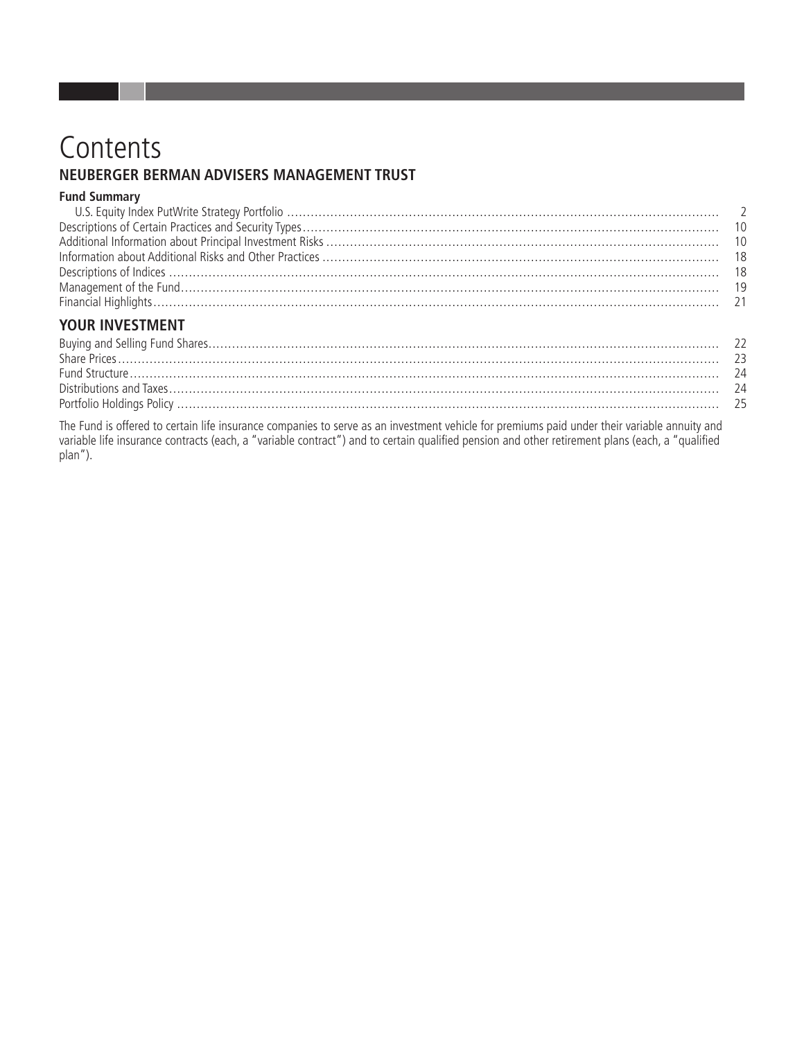# Contents

## NEUBERGER BERMAN ADVISERS MANAGEMENT TRUST

**Fund Summary**

| | |
|---|---|
| U.S. Equity Index PutWrite Strategy Portfolio | 2 |
| Descriptions of Certain Practices and Security Types | 10 |
| Additional Information about Principal Investment Risks | 10 |
| Information about Additional Risks and Other Practices | 18 |
| Descriptions of Indices | 18 |
| Management of the Fund | 19 |
| Financial Highlights | 21 |

## YOUR INVESTMENT

| | |
|---|---|
| Buying and Selling Fund Shares | 22 |
| Share Prices | 23 |
| Fund Structure | 24 |
| Distributions and Taxes | 24 |
| Portfolio Holdings Policy | 25 |

The Fund is offered to certain life insurance companies to serve as an investment vehicle for premiums paid under their variable annuity and variable life insurance contracts (each, a "variable contract") and to certain qualified pension and other retirement plans (each, a "qualified plan").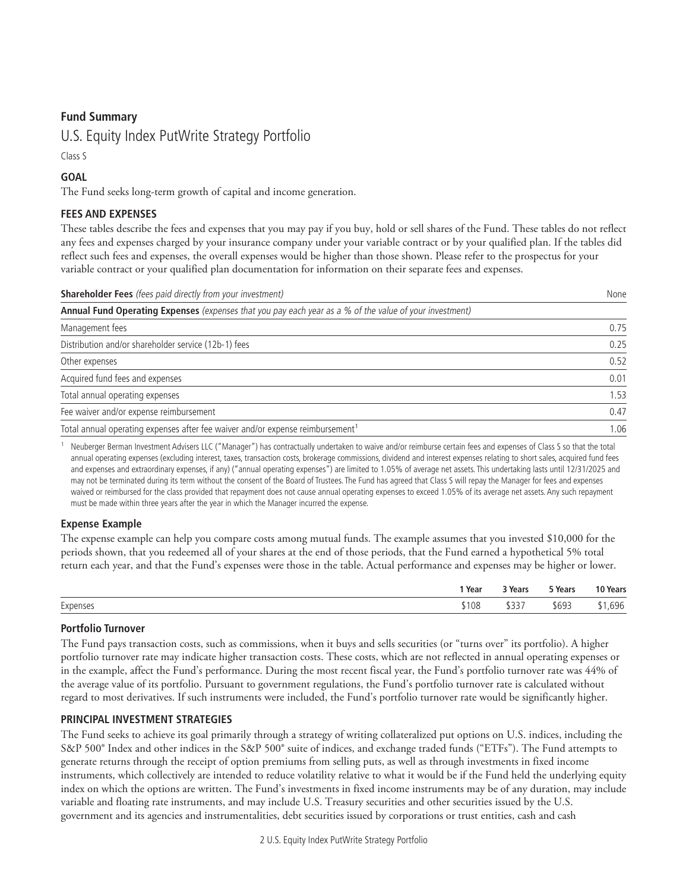## Fund Summary

# U.S. Equity Index PutWrite Strategy Portfolio

Class S

### GOAL

The Fund seeks long-term growth of capital and income generation.

### FEES AND EXPENSES

These tables describe the fees and expenses that you may pay if you buy, hold or sell shares of the Fund. These tables do not reflect any fees and expenses charged by your insurance company under your variable contract or by your qualified plan. If the tables did reflect such fees and expenses, the overall expenses would be higher than those shown. Please refer to the prospectus for your variable contract or your qualified plan documentation for information on their separate fees and expenses.

| **Shareholder Fees** *(fees paid directly from your investment)* | None |
|---|---|
| **Annual Fund Operating Expenses** *(expenses that you pay each year as a % of the value of your investment)* | |
| Management fees | 0.75 |
| Distribution and/or shareholder service (12b-1) fees | 0.25 |
| Other expenses | 0.52 |
| Acquired fund fees and expenses | 0.01 |
| Total annual operating expenses | 1.53 |
| Fee waiver and/or expense reimbursement | 0.47 |
| Total annual operating expenses after fee waiver and/or expense reimbursement[1] | 1.06 |

[1] Neuberger Berman Investment Advisers LLC ("Manager") has contractually undertaken to waive and/or reimburse certain fees and expenses of Class S so that the total annual operating expenses (excluding interest, taxes, transaction costs, brokerage commissions, dividend and interest expenses relating to short sales, acquired fund fees and expenses and extraordinary expenses, if any) ("annual operating expenses") are limited to 1.05% of average net assets. This undertaking lasts until 12/31/2025 and may not be terminated during its term without the consent of the Board of Trustees. The Fund has agreed that Class S will repay the Manager for fees and expenses waived or reimbursed for the class provided that repayment does not cause annual operating expenses to exceed 1.05% of its average net assets. Any such repayment must be made within three years after the year in which the Manager incurred the expense.

#### Expense Example

The expense example can help you compare costs among mutual funds. The example assumes that you invested $10,000 for the periods shown, that you redeemed all of your shares at the end of those periods, that the Fund earned a hypothetical 5% total return each year, and that the Fund's expenses were those in the table. Actual performance and expenses may be higher or lower.

| | 1 Year | 3 Years | 5 Years | 10 Years |
|---|---|---|---|---|
| Expenses | $108 | $337 | $693 | $1,696 |

#### Portfolio Turnover

The Fund pays transaction costs, such as commissions, when it buys and sells securities (or "turns over" its portfolio). A higher portfolio turnover rate may indicate higher transaction costs. These costs, which are not reflected in annual operating expenses or in the example, affect the Fund's performance. During the most recent fiscal year, the Fund's portfolio turnover rate was 44% of the average value of its portfolio. Pursuant to government regulations, the Fund's portfolio turnover rate is calculated without regard to most derivatives. If such instruments were included, the Fund's portfolio turnover rate would be significantly higher.

### PRINCIPAL INVESTMENT STRATEGIES

The Fund seeks to achieve its goal primarily through a strategy of writing collateralized put options on U.S. indices, including the S&P 500® Index and other indices in the S&P 500® suite of indices, and exchange traded funds ("ETFs"). The Fund attempts to generate returns through the receipt of option premiums from selling puts, as well as through investments in fixed income instruments, which collectively are intended to reduce volatility relative to what it would be if the Fund held the underlying equity index on which the options are written. The Fund's investments in fixed income instruments may be of any duration, may include variable and floating rate instruments, and may include U.S. Treasury securities and other securities issued by the U.S. government and its agencies and instrumentalities, debt securities issued by corporations or trust entities, cash and cash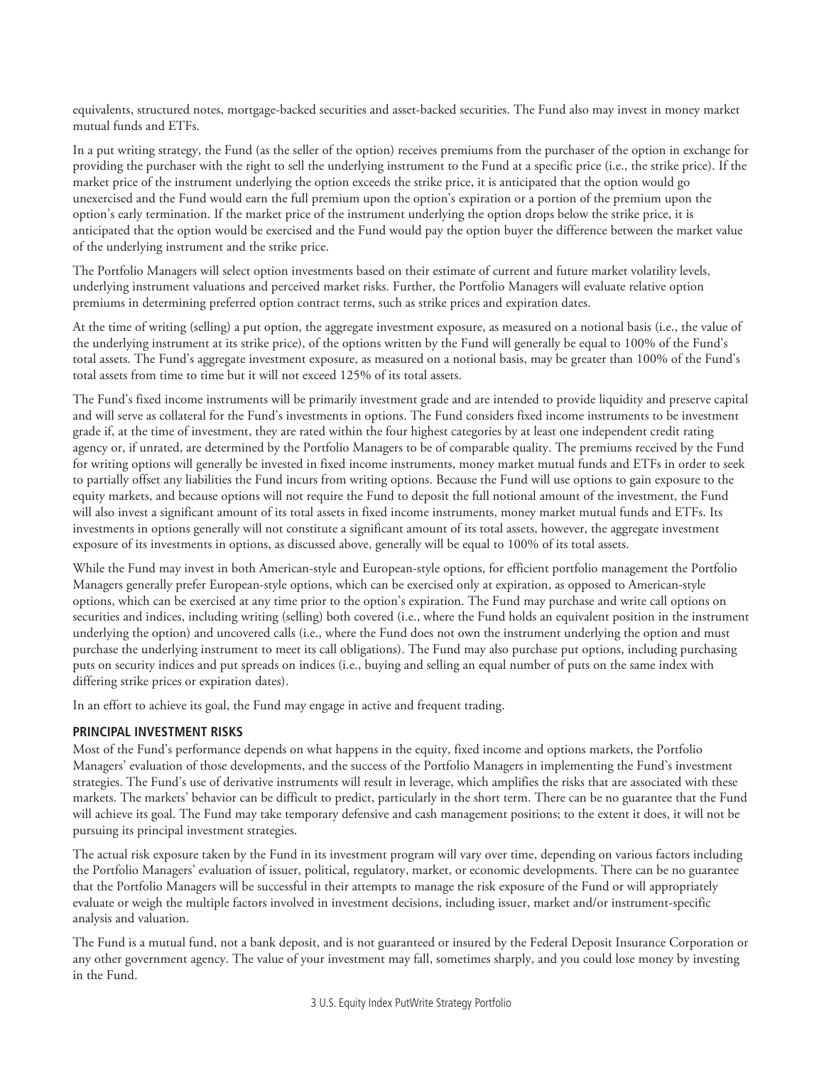equivalents, structured notes, mortgage-backed securities and asset-backed securities. The Fund also may invest in money market mutual funds and ETFs.

In a put writing strategy, the Fund (as the seller of the option) receives premiums from the purchaser of the option in exchange for providing the purchaser with the right to sell the underlying instrument to the Fund at a specific price (i.e., the strike price). If the market price of the instrument underlying the option exceeds the strike price, it is anticipated that the option would go unexercised and the Fund would earn the full premium upon the option's expiration or a portion of the premium upon the option's early termination. If the market price of the instrument underlying the option drops below the strike price, it is anticipated that the option would be exercised and the Fund would pay the option buyer the difference between the market value of the underlying instrument and the strike price.

The Portfolio Managers will select option investments based on their estimate of current and future market volatility levels, underlying instrument valuations and perceived market risks. Further, the Portfolio Managers will evaluate relative option premiums in determining preferred option contract terms, such as strike prices and expiration dates.

At the time of writing (selling) a put option, the aggregate investment exposure, as measured on a notional basis (i.e., the value of the underlying instrument at its strike price), of the options written by the Fund will generally be equal to 100% of the Fund's total assets. The Fund's aggregate investment exposure, as measured on a notional basis, may be greater than 100% of the Fund's total assets from time to time but it will not exceed 125% of its total assets.

The Fund's fixed income instruments will be primarily investment grade and are intended to provide liquidity and preserve capital and will serve as collateral for the Fund's investments in options. The Fund considers fixed income instruments to be investment grade if, at the time of investment, they are rated within the four highest categories by at least one independent credit rating agency or, if unrated, are determined by the Portfolio Managers to be of comparable quality. The premiums received by the Fund for writing options will generally be invested in fixed income instruments, money market mutual funds and ETFs in order to seek to partially offset any liabilities the Fund incurs from writing options. Because the Fund will use options to gain exposure to the equity markets, and because options will not require the Fund to deposit the full notional amount of the investment, the Fund will also invest a significant amount of its total assets in fixed income instruments, money market mutual funds and ETFs. Its investments in options generally will not constitute a significant amount of its total assets, however, the aggregate investment exposure of its investments in options, as discussed above, generally will be equal to 100% of its total assets.

While the Fund may invest in both American-style and European-style options, for efficient portfolio management the Portfolio Managers generally prefer European-style options, which can be exercised only at expiration, as opposed to American-style options, which can be exercised at any time prior to the option's expiration. The Fund may purchase and write call options on securities and indices, including writing (selling) both covered (i.e., where the Fund holds an equivalent position in the instrument underlying the option) and uncovered calls (i.e., where the Fund does not own the instrument underlying the option and must purchase the underlying instrument to meet its call obligations). The Fund may also purchase put options, including purchasing puts on security indices and put spreads on indices (i.e., buying and selling an equal number of puts on the same index with differing strike prices or expiration dates).

In an effort to achieve its goal, the Fund may engage in active and frequent trading.

## PRINCIPAL INVESTMENT RISKS

Most of the Fund's performance depends on what happens in the equity, fixed income and options markets, the Portfolio Managers' evaluation of those developments, and the success of the Portfolio Managers in implementing the Fund's investment strategies. The Fund's use of derivative instruments will result in leverage, which amplifies the risks that are associated with these markets. The markets' behavior can be difficult to predict, particularly in the short term. There can be no guarantee that the Fund will achieve its goal. The Fund may take temporary defensive and cash management positions; to the extent it does, it will not be pursuing its principal investment strategies.

The actual risk exposure taken by the Fund in its investment program will vary over time, depending on various factors including the Portfolio Managers' evaluation of issuer, political, regulatory, market, or economic developments. There can be no guarantee that the Portfolio Managers will be successful in their attempts to manage the risk exposure of the Fund or will appropriately evaluate or weigh the multiple factors involved in investment decisions, including issuer, market and/or instrument-specific analysis and valuation.

The Fund is a mutual fund, not a bank deposit, and is not guaranteed or insured by the Federal Deposit Insurance Corporation or any other government agency. The value of your investment may fall, sometimes sharply, and you could lose money by investing in the Fund.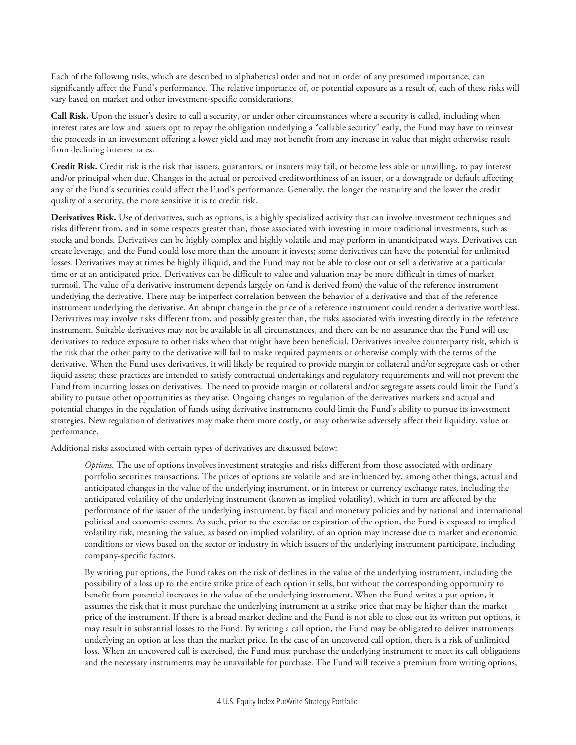Each of the following risks, which are described in alphabetical order and not in order of any presumed importance, can significantly affect the Fund's performance. The relative importance of, or potential exposure as a result of, each of these risks will vary based on market and other investment-specific considerations.

**Call Risk.** Upon the issuer's desire to call a security, or under other circumstances where a security is called, including when interest rates are low and issuers opt to repay the obligation underlying a "callable security" early, the Fund may have to reinvest the proceeds in an investment offering a lower yield and may not benefit from any increase in value that might otherwise result from declining interest rates.

**Credit Risk.** Credit risk is the risk that issuers, guarantors, or insurers may fail, or become less able or unwilling, to pay interest and/or principal when due. Changes in the actual or perceived creditworthiness of an issuer, or a downgrade or default affecting any of the Fund's securities could affect the Fund's performance. Generally, the longer the maturity and the lower the credit quality of a security, the more sensitive it is to credit risk.

**Derivatives Risk.** Use of derivatives, such as options, is a highly specialized activity that can involve investment techniques and risks different from, and in some respects greater than, those associated with investing in more traditional investments, such as stocks and bonds. Derivatives can be highly complex and highly volatile and may perform in unanticipated ways. Derivatives can create leverage, and the Fund could lose more than the amount it invests; some derivatives can have the potential for unlimited losses. Derivatives may at times be highly illiquid, and the Fund may not be able to close out or sell a derivative at a particular time or at an anticipated price. Derivatives can be difficult to value and valuation may be more difficult in times of market turmoil. The value of a derivative instrument depends largely on (and is derived from) the value of the reference instrument underlying the derivative. There may be imperfect correlation between the behavior of a derivative and that of the reference instrument underlying the derivative. An abrupt change in the price of a reference instrument could render a derivative worthless. Derivatives may involve risks different from, and possibly greater than, the risks associated with investing directly in the reference instrument. Suitable derivatives may not be available in all circumstances, and there can be no assurance that the Fund will use derivatives to reduce exposure to other risks when that might have been beneficial. Derivatives involve counterparty risk, which is the risk that the other party to the derivative will fail to make required payments or otherwise comply with the terms of the derivative. When the Fund uses derivatives, it will likely be required to provide margin or collateral and/or segregate cash or other liquid assets; these practices are intended to satisfy contractual undertakings and regulatory requirements and will not prevent the Fund from incurring losses on derivatives. The need to provide margin or collateral and/or segregate assets could limit the Fund's ability to pursue other opportunities as they arise. Ongoing changes to regulation of the derivatives markets and actual and potential changes in the regulation of funds using derivative instruments could limit the Fund's ability to pursue its investment strategies. New regulation of derivatives may make them more costly, or may otherwise adversely affect their liquidity, value or performance.

Additional risks associated with certain types of derivatives are discussed below:

> *Options.* The use of options involves investment strategies and risks different from those associated with ordinary portfolio securities transactions. The prices of options are volatile and are influenced by, among other things, actual and anticipated changes in the value of the underlying instrument, or in interest or currency exchange rates, including the anticipated volatility of the underlying instrument (known as implied volatility), which in turn are affected by the performance of the issuer of the underlying instrument, by fiscal and monetary policies and by national and international political and economic events. As such, prior to the exercise or expiration of the option, the Fund is exposed to implied volatility risk, meaning the value, as based on implied volatility, of an option may increase due to market and economic conditions or views based on the sector or industry in which issuers of the underlying instrument participate, including company-specific factors.
>
> By writing put options, the Fund takes on the risk of declines in the value of the underlying instrument, including the possibility of a loss up to the entire strike price of each option it sells, but without the corresponding opportunity to benefit from potential increases in the value of the underlying instrument. When the Fund writes a put option, it assumes the risk that it must purchase the underlying instrument at a strike price that may be higher than the market price of the instrument. If there is a broad market decline and the Fund is not able to close out its written put options, it may result in substantial losses to the Fund. By writing a call option, the Fund may be obligated to deliver instruments underlying an option at less than the market price. In the case of an uncovered call option, there is a risk of unlimited loss. When an uncovered call is exercised, the Fund must purchase the underlying instrument to meet its call obligations and the necessary instruments may be unavailable for purchase. The Fund will receive a premium from writing options,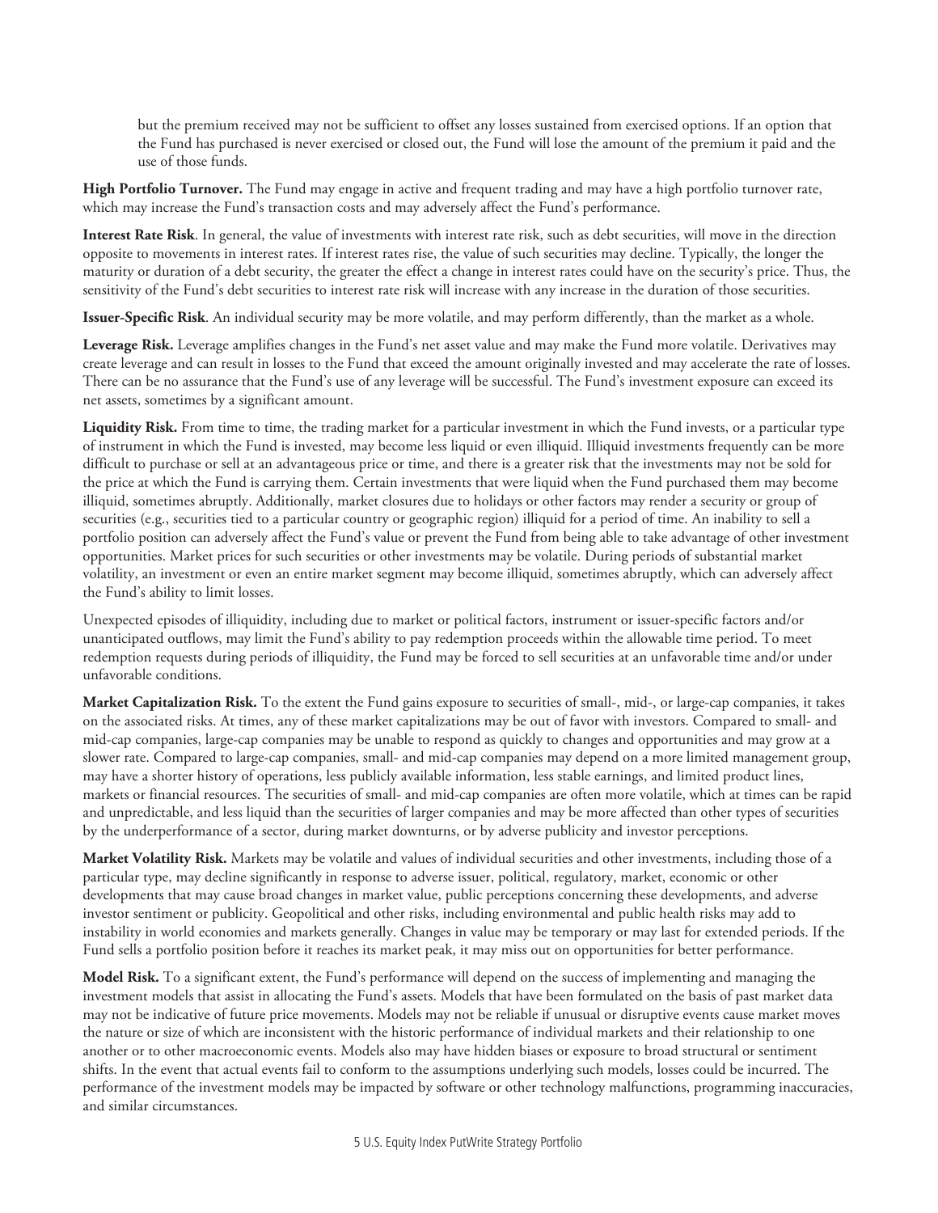but the premium received may not be sufficient to offset any losses sustained from exercised options. If an option that the Fund has purchased is never exercised or closed out, the Fund will lose the amount of the premium it paid and the use of those funds.

**High Portfolio Turnover.** The Fund may engage in active and frequent trading and may have a high portfolio turnover rate, which may increase the Fund's transaction costs and may adversely affect the Fund's performance.

**Interest Rate Risk**. In general, the value of investments with interest rate risk, such as debt securities, will move in the direction opposite to movements in interest rates. If interest rates rise, the value of such securities may decline. Typically, the longer the maturity or duration of a debt security, the greater the effect a change in interest rates could have on the security's price. Thus, the sensitivity of the Fund's debt securities to interest rate risk will increase with any increase in the duration of those securities.

**Issuer-Specific Risk**. An individual security may be more volatile, and may perform differently, than the market as a whole.

**Leverage Risk.** Leverage amplifies changes in the Fund's net asset value and may make the Fund more volatile. Derivatives may create leverage and can result in losses to the Fund that exceed the amount originally invested and may accelerate the rate of losses. There can be no assurance that the Fund's use of any leverage will be successful. The Fund's investment exposure can exceed its net assets, sometimes by a significant amount.

**Liquidity Risk.** From time to time, the trading market for a particular investment in which the Fund invests, or a particular type of instrument in which the Fund is invested, may become less liquid or even illiquid. Illiquid investments frequently can be more difficult to purchase or sell at an advantageous price or time, and there is a greater risk that the investments may not be sold for the price at which the Fund is carrying them. Certain investments that were liquid when the Fund purchased them may become illiquid, sometimes abruptly. Additionally, market closures due to holidays or other factors may render a security or group of securities (e.g., securities tied to a particular country or geographic region) illiquid for a period of time. An inability to sell a portfolio position can adversely affect the Fund's value or prevent the Fund from being able to take advantage of other investment opportunities. Market prices for such securities or other investments may be volatile. During periods of substantial market volatility, an investment or even an entire market segment may become illiquid, sometimes abruptly, which can adversely affect the Fund's ability to limit losses.

Unexpected episodes of illiquidity, including due to market or political factors, instrument or issuer-specific factors and/or unanticipated outflows, may limit the Fund's ability to pay redemption proceeds within the allowable time period. To meet redemption requests during periods of illiquidity, the Fund may be forced to sell securities at an unfavorable time and/or under unfavorable conditions.

**Market Capitalization Risk.** To the extent the Fund gains exposure to securities of small-, mid-, or large-cap companies, it takes on the associated risks. At times, any of these market capitalizations may be out of favor with investors. Compared to small- and mid-cap companies, large-cap companies may be unable to respond as quickly to changes and opportunities and may grow at a slower rate. Compared to large-cap companies, small- and mid-cap companies may depend on a more limited management group, may have a shorter history of operations, less publicly available information, less stable earnings, and limited product lines, markets or financial resources. The securities of small- and mid-cap companies are often more volatile, which at times can be rapid and unpredictable, and less liquid than the securities of larger companies and may be more affected than other types of securities by the underperformance of a sector, during market downturns, or by adverse publicity and investor perceptions.

**Market Volatility Risk.** Markets may be volatile and values of individual securities and other investments, including those of a particular type, may decline significantly in response to adverse issuer, political, regulatory, market, economic or other developments that may cause broad changes in market value, public perceptions concerning these developments, and adverse investor sentiment or publicity. Geopolitical and other risks, including environmental and public health risks may add to instability in world economies and markets generally. Changes in value may be temporary or may last for extended periods. If the Fund sells a portfolio position before it reaches its market peak, it may miss out on opportunities for better performance.

**Model Risk.** To a significant extent, the Fund's performance will depend on the success of implementing and managing the investment models that assist in allocating the Fund's assets. Models that have been formulated on the basis of past market data may not be indicative of future price movements. Models may not be reliable if unusual or disruptive events cause market moves the nature or size of which are inconsistent with the historic performance of individual markets and their relationship to one another or to other macroeconomic events. Models also may have hidden biases or exposure to broad structural or sentiment shifts. In the event that actual events fail to conform to the assumptions underlying such models, losses could be incurred. The performance of the investment models may be impacted by software or other technology malfunctions, programming inaccuracies, and similar circumstances.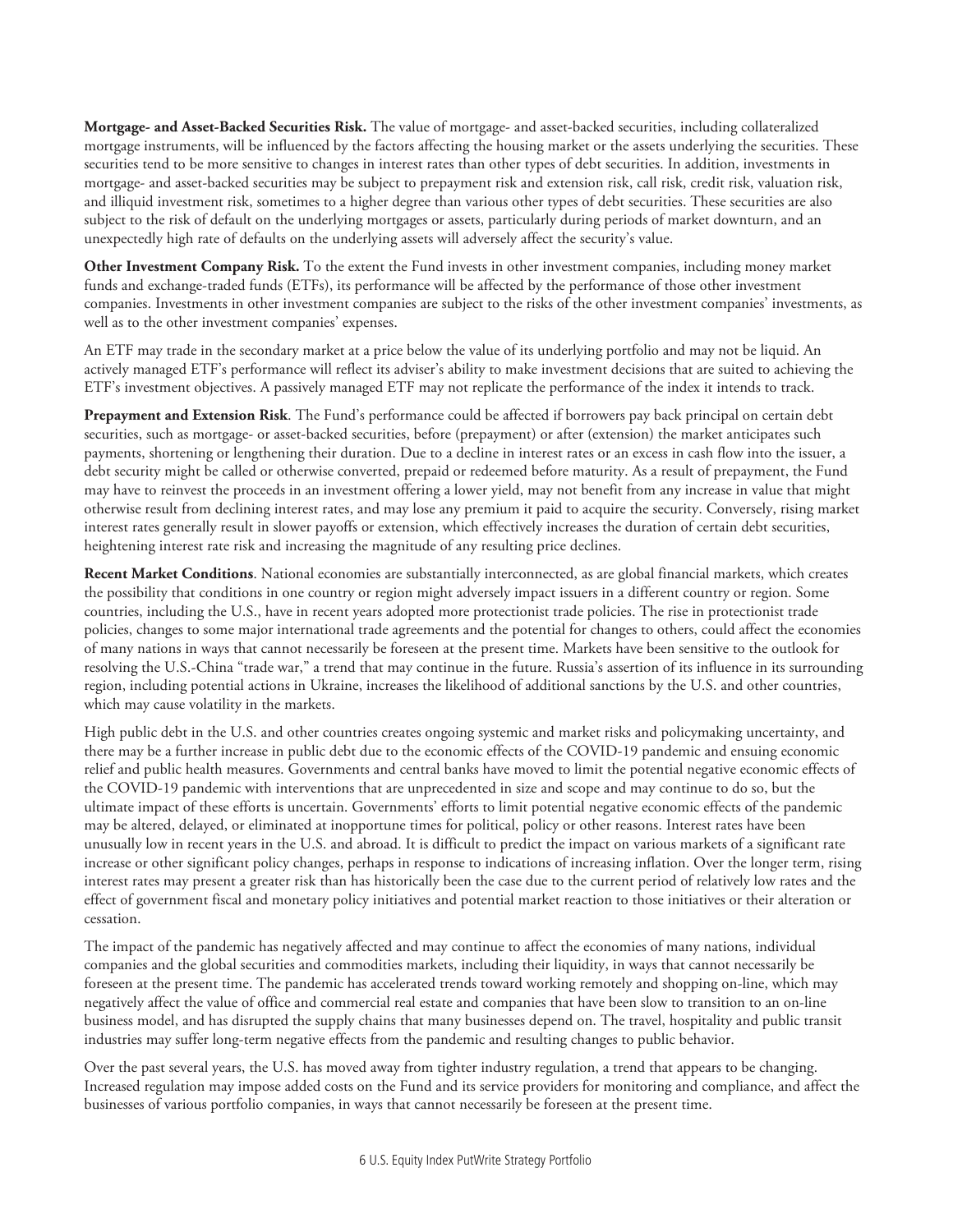**Mortgage- and Asset-Backed Securities Risk.** The value of mortgage- and asset-backed securities, including collateralized mortgage instruments, will be influenced by the factors affecting the housing market or the assets underlying the securities. These securities tend to be more sensitive to changes in interest rates than other types of debt securities. In addition, investments in mortgage- and asset-backed securities may be subject to prepayment risk and extension risk, call risk, credit risk, valuation risk, and illiquid investment risk, sometimes to a higher degree than various other types of debt securities. These securities are also subject to the risk of default on the underlying mortgages or assets, particularly during periods of market downturn, and an unexpectedly high rate of defaults on the underlying assets will adversely affect the security's value.

**Other Investment Company Risk.** To the extent the Fund invests in other investment companies, including money market funds and exchange-traded funds (ETFs), its performance will be affected by the performance of those other investment companies. Investments in other investment companies are subject to the risks of the other investment companies' investments, as well as to the other investment companies' expenses.

An ETF may trade in the secondary market at a price below the value of its underlying portfolio and may not be liquid. An actively managed ETF's performance will reflect its adviser's ability to make investment decisions that are suited to achieving the ETF's investment objectives. A passively managed ETF may not replicate the performance of the index it intends to track.

**Prepayment and Extension Risk**. The Fund's performance could be affected if borrowers pay back principal on certain debt securities, such as mortgage- or asset-backed securities, before (prepayment) or after (extension) the market anticipates such payments, shortening or lengthening their duration. Due to a decline in interest rates or an excess in cash flow into the issuer, a debt security might be called or otherwise converted, prepaid or redeemed before maturity. As a result of prepayment, the Fund may have to reinvest the proceeds in an investment offering a lower yield, may not benefit from any increase in value that might otherwise result from declining interest rates, and may lose any premium it paid to acquire the security. Conversely, rising market interest rates generally result in slower payoffs or extension, which effectively increases the duration of certain debt securities, heightening interest rate risk and increasing the magnitude of any resulting price declines.

**Recent Market Conditions**. National economies are substantially interconnected, as are global financial markets, which creates the possibility that conditions in one country or region might adversely impact issuers in a different country or region. Some countries, including the U.S., have in recent years adopted more protectionist trade policies. The rise in protectionist trade policies, changes to some major international trade agreements and the potential for changes to others, could affect the economies of many nations in ways that cannot necessarily be foreseen at the present time. Markets have been sensitive to the outlook for resolving the U.S.-China "trade war," a trend that may continue in the future. Russia's assertion of its influence in its surrounding region, including potential actions in Ukraine, increases the likelihood of additional sanctions by the U.S. and other countries, which may cause volatility in the markets.

High public debt in the U.S. and other countries creates ongoing systemic and market risks and policymaking uncertainty, and there may be a further increase in public debt due to the economic effects of the COVID-19 pandemic and ensuing economic relief and public health measures. Governments and central banks have moved to limit the potential negative economic effects of the COVID-19 pandemic with interventions that are unprecedented in size and scope and may continue to do so, but the ultimate impact of these efforts is uncertain. Governments' efforts to limit potential negative economic effects of the pandemic may be altered, delayed, or eliminated at inopportune times for political, policy or other reasons. Interest rates have been unusually low in recent years in the U.S. and abroad. It is difficult to predict the impact on various markets of a significant rate increase or other significant policy changes, perhaps in response to indications of increasing inflation. Over the longer term, rising interest rates may present a greater risk than has historically been the case due to the current period of relatively low rates and the effect of government fiscal and monetary policy initiatives and potential market reaction to those initiatives or their alteration or cessation.

The impact of the pandemic has negatively affected and may continue to affect the economies of many nations, individual companies and the global securities and commodities markets, including their liquidity, in ways that cannot necessarily be foreseen at the present time. The pandemic has accelerated trends toward working remotely and shopping on-line, which may negatively affect the value of office and commercial real estate and companies that have been slow to transition to an on-line business model, and has disrupted the supply chains that many businesses depend on. The travel, hospitality and public transit industries may suffer long-term negative effects from the pandemic and resulting changes to public behavior.

Over the past several years, the U.S. has moved away from tighter industry regulation, a trend that appears to be changing. Increased regulation may impose added costs on the Fund and its service providers for monitoring and compliance, and affect the businesses of various portfolio companies, in ways that cannot necessarily be foreseen at the present time.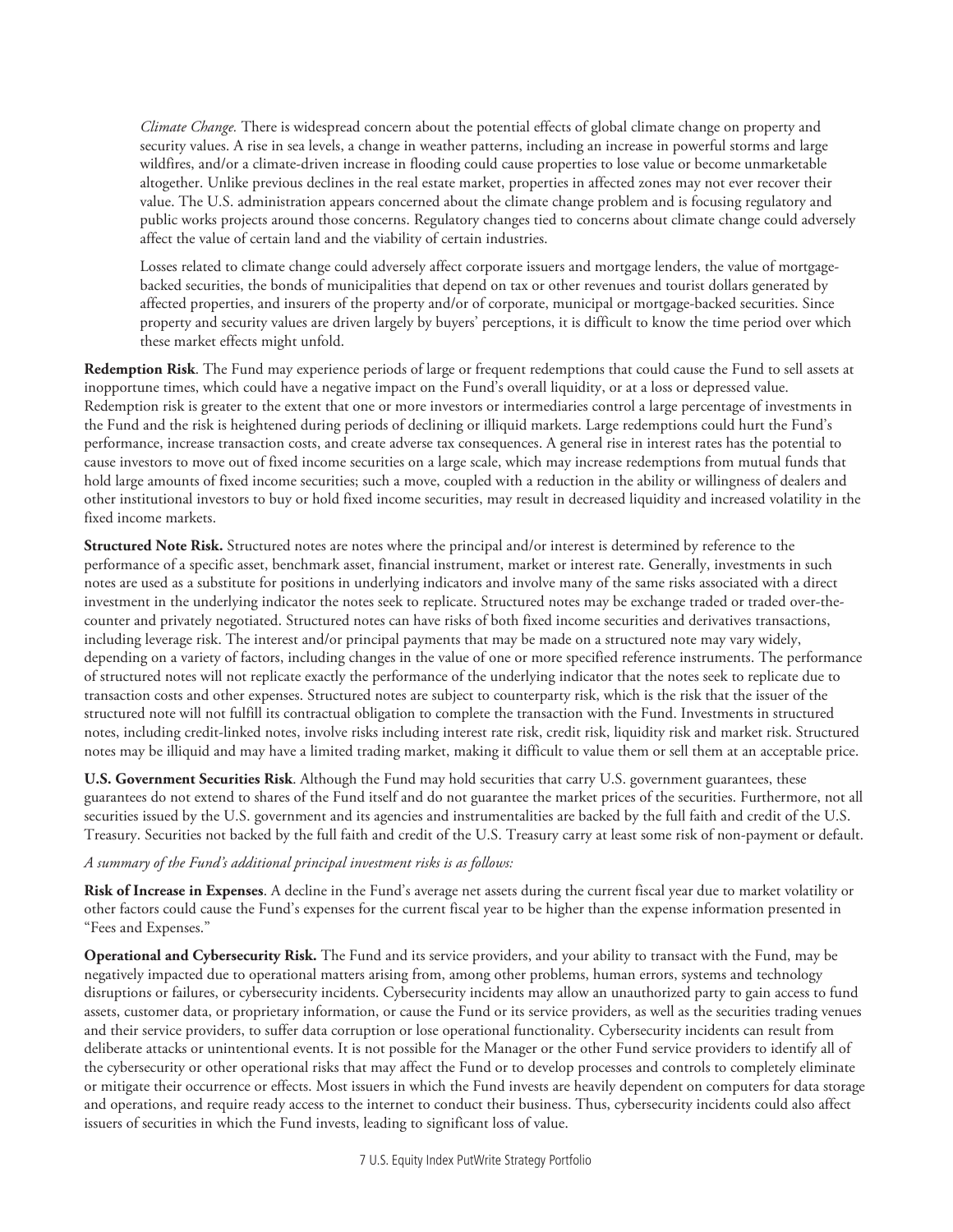*Climate Change.* There is widespread concern about the potential effects of global climate change on property and security values. A rise in sea levels, a change in weather patterns, including an increase in powerful storms and large wildfires, and/or a climate-driven increase in flooding could cause properties to lose value or become unmarketable altogether. Unlike previous declines in the real estate market, properties in affected zones may not ever recover their value. The U.S. administration appears concerned about the climate change problem and is focusing regulatory and public works projects around those concerns. Regulatory changes tied to concerns about climate change could adversely affect the value of certain land and the viability of certain industries.

Losses related to climate change could adversely affect corporate issuers and mortgage lenders, the value of mortgage-backed securities, the bonds of municipalities that depend on tax or other revenues and tourist dollars generated by affected properties, and insurers of the property and/or of corporate, municipal or mortgage-backed securities. Since property and security values are driven largely by buyers' perceptions, it is difficult to know the time period over which these market effects might unfold.

**Redemption Risk**. The Fund may experience periods of large or frequent redemptions that could cause the Fund to sell assets at inopportune times, which could have a negative impact on the Fund's overall liquidity, or at a loss or depressed value. Redemption risk is greater to the extent that one or more investors or intermediaries control a large percentage of investments in the Fund and the risk is heightened during periods of declining or illiquid markets. Large redemptions could hurt the Fund's performance, increase transaction costs, and create adverse tax consequences. A general rise in interest rates has the potential to cause investors to move out of fixed income securities on a large scale, which may increase redemptions from mutual funds that hold large amounts of fixed income securities; such a move, coupled with a reduction in the ability or willingness of dealers and other institutional investors to buy or hold fixed income securities, may result in decreased liquidity and increased volatility in the fixed income markets.

**Structured Note Risk.** Structured notes are notes where the principal and/or interest is determined by reference to the performance of a specific asset, benchmark asset, financial instrument, market or interest rate. Generally, investments in such notes are used as a substitute for positions in underlying indicators and involve many of the same risks associated with a direct investment in the underlying indicator the notes seek to replicate. Structured notes may be exchange traded or traded over-the-counter and privately negotiated. Structured notes can have risks of both fixed income securities and derivatives transactions, including leverage risk. The interest and/or principal payments that may be made on a structured note may vary widely, depending on a variety of factors, including changes in the value of one or more specified reference instruments. The performance of structured notes will not replicate exactly the performance of the underlying indicator that the notes seek to replicate due to transaction costs and other expenses. Structured notes are subject to counterparty risk, which is the risk that the issuer of the structured note will not fulfill its contractual obligation to complete the transaction with the Fund. Investments in structured notes, including credit-linked notes, involve risks including interest rate risk, credit risk, liquidity risk and market risk. Structured notes may be illiquid and may have a limited trading market, making it difficult to value them or sell them at an acceptable price.

**U.S. Government Securities Risk**. Although the Fund may hold securities that carry U.S. government guarantees, these guarantees do not extend to shares of the Fund itself and do not guarantee the market prices of the securities. Furthermore, not all securities issued by the U.S. government and its agencies and instrumentalities are backed by the full faith and credit of the U.S. Treasury. Securities not backed by the full faith and credit of the U.S. Treasury carry at least some risk of non-payment or default.

*A summary of the Fund's additional principal investment risks is as follows:*

**Risk of Increase in Expenses**. A decline in the Fund's average net assets during the current fiscal year due to market volatility or other factors could cause the Fund's expenses for the current fiscal year to be higher than the expense information presented in "Fees and Expenses."

**Operational and Cybersecurity Risk.** The Fund and its service providers, and your ability to transact with the Fund, may be negatively impacted due to operational matters arising from, among other problems, human errors, systems and technology disruptions or failures, or cybersecurity incidents. Cybersecurity incidents may allow an unauthorized party to gain access to fund assets, customer data, or proprietary information, or cause the Fund or its service providers, as well as the securities trading venues and their service providers, to suffer data corruption or lose operational functionality. Cybersecurity incidents can result from deliberate attacks or unintentional events. It is not possible for the Manager or the other Fund service providers to identify all of the cybersecurity or other operational risks that may affect the Fund or to develop processes and controls to completely eliminate or mitigate their occurrence or effects. Most issuers in which the Fund invests are heavily dependent on computers for data storage and operations, and require ready access to the internet to conduct their business. Thus, cybersecurity incidents could also affect issuers of securities in which the Fund invests, leading to significant loss of value.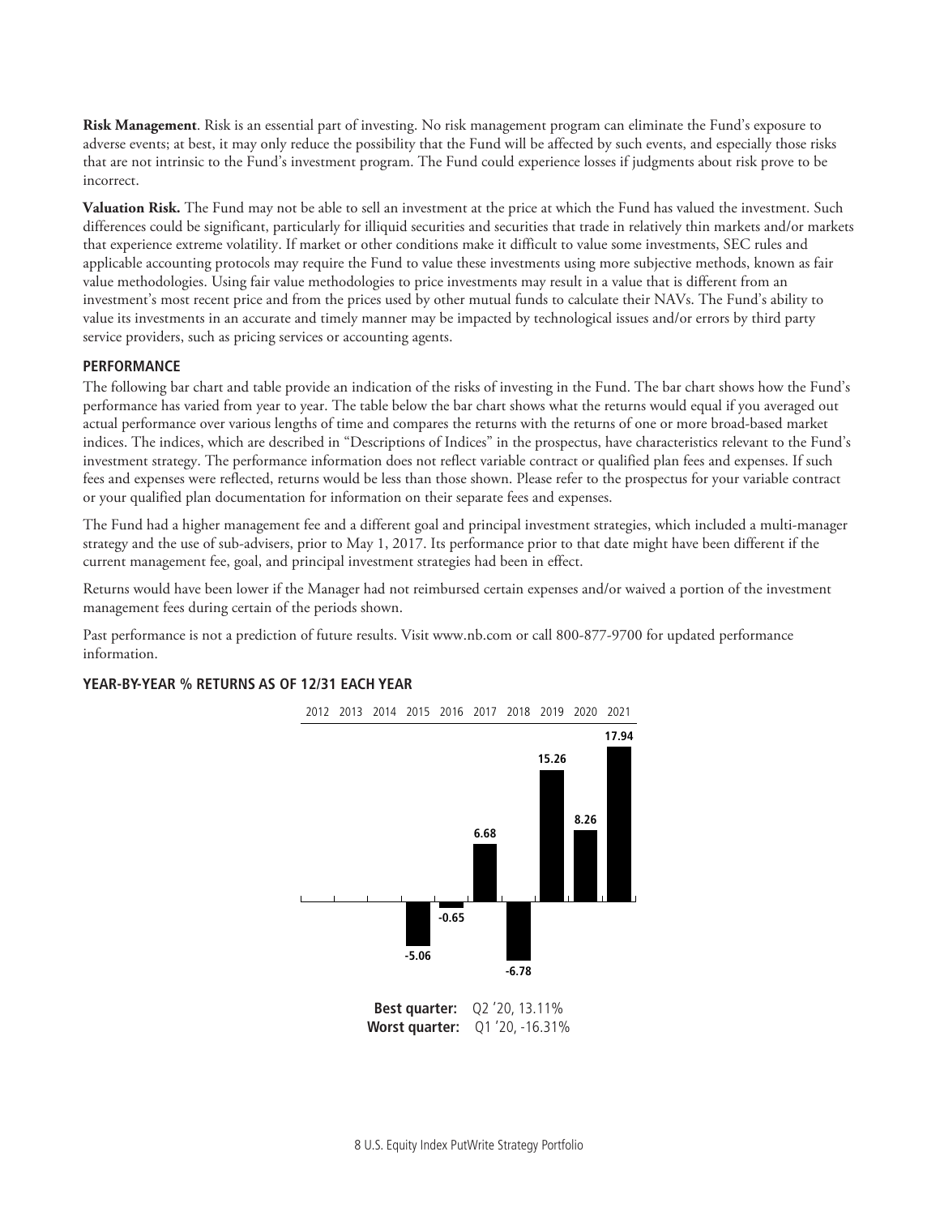**Risk Management**. Risk is an essential part of investing. No risk management program can eliminate the Fund's exposure to adverse events; at best, it may only reduce the possibility that the Fund will be affected by such events, and especially those risks that are not intrinsic to the Fund's investment program. The Fund could experience losses if judgments about risk prove to be incorrect.

**Valuation Risk.** The Fund may not be able to sell an investment at the price at which the Fund has valued the investment. Such differences could be significant, particularly for illiquid securities and securities that trade in relatively thin markets and/or markets that experience extreme volatility. If market or other conditions make it difficult to value some investments, SEC rules and applicable accounting protocols may require the Fund to value these investments using more subjective methods, known as fair value methodologies. Using fair value methodologies to price investments may result in a value that is different from an investment's most recent price and from the prices used by other mutual funds to calculate their NAVs. The Fund's ability to value its investments in an accurate and timely manner may be impacted by technological issues and/or errors by third party service providers, such as pricing services or accounting agents.

## PERFORMANCE

The following bar chart and table provide an indication of the risks of investing in the Fund. The bar chart shows how the Fund's performance has varied from year to year. The table below the bar chart shows what the returns would equal if you averaged out actual performance over various lengths of time and compares the returns with the returns of one or more broad-based market indices. The indices, which are described in "Descriptions of Indices" in the prospectus, have characteristics relevant to the Fund's investment strategy. The performance information does not reflect variable contract or qualified plan fees and expenses. If such fees and expenses were reflected, returns would be less than those shown. Please refer to the prospectus for your variable contract or your qualified plan documentation for information on their separate fees and expenses.

The Fund had a higher management fee and a different goal and principal investment strategies, which included a multi-manager strategy and the use of sub-advisers, prior to May 1, 2017. Its performance prior to that date might have been different if the current management fee, goal, and principal investment strategies had been in effect.

Returns would have been lower if the Manager had not reimbursed certain expenses and/or waived a portion of the investment management fees during certain of the periods shown.

Past performance is not a prediction of future results. Visit www.nb.com or call 800-877-9700 for updated performance information.

### YEAR-BY-YEAR % RETURNS AS OF 12/31 EACH YEAR

| 2012 | 2013 | 2014 | 2015 | 2016 | 2017 | 2018 | 2019 | 2020 | 2021 |
|---|---|---|---|---|---|---|---|---|---|
| | | | -5.06 | -0.65 | 6.68 | -6.78 | 15.26 | 8.26 | 17.94 |

**Best quarter:** Q2 '20, 13.11%
**Worst quarter:** Q1 '20, -16.31%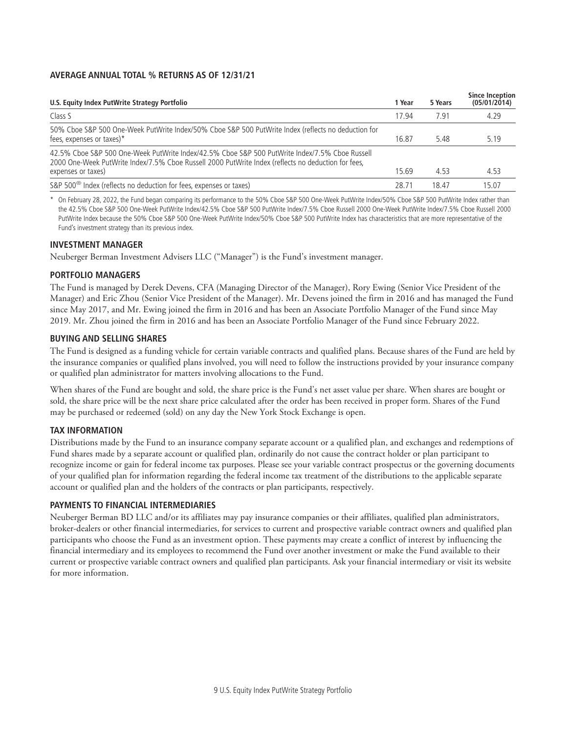**AVERAGE ANNUAL TOTAL % RETURNS AS OF 12/31/21**

| U.S. Equity Index PutWrite Strategy Portfolio | 1 Year | 5 Years | Since Inception (05/01/2014) |
|---|---|---|---|
| Class S | 17.94 | 7.91 | 4.29 |
| 50% Cboe S&P 500 One-Week PutWrite Index/50% Cboe S&P 500 PutWrite Index (reflects no deduction for fees, expenses or taxes)* | 16.87 | 5.48 | 5.19 |
| 42.5% Cboe S&P 500 One-Week PutWrite Index/42.5% Cboe S&P 500 PutWrite Index/7.5% Cboe Russell 2000 One-Week PutWrite Index/7.5% Cboe Russell 2000 PutWrite Index (reflects no deduction for fees, expenses or taxes) | 15.69 | 4.53 | 4.53 |
| S&P 500® Index (reflects no deduction for fees, expenses or taxes) | 28.71 | 18.47 | 15.07 |

\* On February 28, 2022, the Fund began comparing its performance to the 50% Cboe S&P 500 One-Week PutWrite Index/50% Cboe S&P 500 PutWrite Index rather than the 42.5% Cboe S&P 500 One-Week PutWrite Index/42.5% Cboe S&P 500 PutWrite Index/7.5% Cboe Russell 2000 One-Week PutWrite Index/7.5% Cboe Russell 2000 PutWrite Index because the 50% Cboe S&P 500 One-Week PutWrite Index/50% Cboe S&P 500 PutWrite Index has characteristics that are more representative of the Fund's investment strategy than its previous index.

### INVESTMENT MANAGER

Neuberger Berman Investment Advisers LLC ("Manager") is the Fund's investment manager.

### PORTFOLIO MANAGERS

The Fund is managed by Derek Devens, CFA (Managing Director of the Manager), Rory Ewing (Senior Vice President of the Manager) and Eric Zhou (Senior Vice President of the Manager). Mr. Devens joined the firm in 2016 and has managed the Fund since May 2017, and Mr. Ewing joined the firm in 2016 and has been an Associate Portfolio Manager of the Fund since May 2019. Mr. Zhou joined the firm in 2016 and has been an Associate Portfolio Manager of the Fund since February 2022.

### BUYING AND SELLING SHARES

The Fund is designed as a funding vehicle for certain variable contracts and qualified plans. Because shares of the Fund are held by the insurance companies or qualified plans involved, you will need to follow the instructions provided by your insurance company or qualified plan administrator for matters involving allocations to the Fund.

When shares of the Fund are bought and sold, the share price is the Fund's net asset value per share. When shares are bought or sold, the share price will be the next share price calculated after the order has been received in proper form. Shares of the Fund may be purchased or redeemed (sold) on any day the New York Stock Exchange is open.

### TAX INFORMATION

Distributions made by the Fund to an insurance company separate account or a qualified plan, and exchanges and redemptions of Fund shares made by a separate account or qualified plan, ordinarily do not cause the contract holder or plan participant to recognize income or gain for federal income tax purposes. Please see your variable contract prospectus or the governing documents of your qualified plan for information regarding the federal income tax treatment of the distributions to the applicable separate account or qualified plan and the holders of the contracts or plan participants, respectively.

### PAYMENTS TO FINANCIAL INTERMEDIARIES

Neuberger Berman BD LLC and/or its affiliates may pay insurance companies or their affiliates, qualified plan administrators, broker-dealers or other financial intermediaries, for services to current and prospective variable contract owners and qualified plan participants who choose the Fund as an investment option. These payments may create a conflict of interest by influencing the financial intermediary and its employees to recommend the Fund over another investment or make the Fund available to their current or prospective variable contract owners and qualified plan participants. Ask your financial intermediary or visit its website for more information.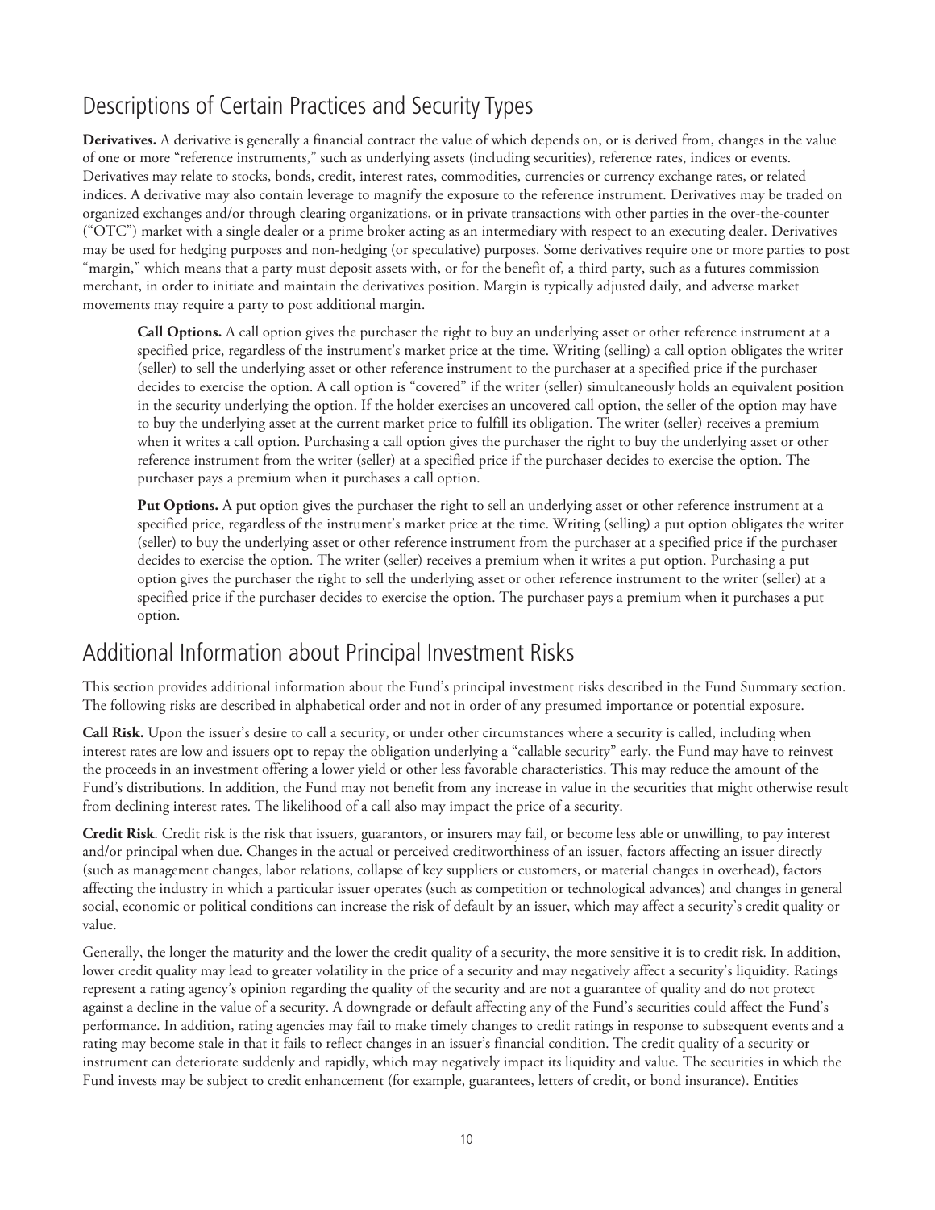## Descriptions of Certain Practices and Security Types

**Derivatives.** A derivative is generally a financial contract the value of which depends on, or is derived from, changes in the value of one or more "reference instruments," such as underlying assets (including securities), reference rates, indices or events. Derivatives may relate to stocks, bonds, credit, interest rates, commodities, currencies or currency exchange rates, or related indices. A derivative may also contain leverage to magnify the exposure to the reference instrument. Derivatives may be traded on organized exchanges and/or through clearing organizations, or in private transactions with other parties in the over-the-counter ("OTC") market with a single dealer or a prime broker acting as an intermediary with respect to an executing dealer. Derivatives may be used for hedging purposes and non-hedging (or speculative) purposes. Some derivatives require one or more parties to post "margin," which means that a party must deposit assets with, or for the benefit of, a third party, such as a futures commission merchant, in order to initiate and maintain the derivatives position. Margin is typically adjusted daily, and adverse market movements may require a party to post additional margin.

**Call Options.** A call option gives the purchaser the right to buy an underlying asset or other reference instrument at a specified price, regardless of the instrument's market price at the time. Writing (selling) a call option obligates the writer (seller) to sell the underlying asset or other reference instrument to the purchaser at a specified price if the purchaser decides to exercise the option. A call option is "covered" if the writer (seller) simultaneously holds an equivalent position in the security underlying the option. If the holder exercises an uncovered call option, the seller of the option may have to buy the underlying asset at the current market price to fulfill its obligation. The writer (seller) receives a premium when it writes a call option. Purchasing a call option gives the purchaser the right to buy the underlying asset or other reference instrument from the writer (seller) at a specified price if the purchaser decides to exercise the option. The purchaser pays a premium when it purchases a call option.

**Put Options.** A put option gives the purchaser the right to sell an underlying asset or other reference instrument at a specified price, regardless of the instrument's market price at the time. Writing (selling) a put option obligates the writer (seller) to buy the underlying asset or other reference instrument from the purchaser at a specified price if the purchaser decides to exercise the option. The writer (seller) receives a premium when it writes a put option. Purchasing a put option gives the purchaser the right to sell the underlying asset or other reference instrument to the writer (seller) at a specified price if the purchaser decides to exercise the option. The purchaser pays a premium when it purchases a put option.

## Additional Information about Principal Investment Risks

This section provides additional information about the Fund's principal investment risks described in the Fund Summary section. The following risks are described in alphabetical order and not in order of any presumed importance or potential exposure.

**Call Risk.** Upon the issuer's desire to call a security, or under other circumstances where a security is called, including when interest rates are low and issuers opt to repay the obligation underlying a "callable security" early, the Fund may have to reinvest the proceeds in an investment offering a lower yield or other less favorable characteristics. This may reduce the amount of the Fund's distributions. In addition, the Fund may not benefit from any increase in value in the securities that might otherwise result from declining interest rates. The likelihood of a call also may impact the price of a security.

**Credit Risk**. Credit risk is the risk that issuers, guarantors, or insurers may fail, or become less able or unwilling, to pay interest and/or principal when due. Changes in the actual or perceived creditworthiness of an issuer, factors affecting an issuer directly (such as management changes, labor relations, collapse of key suppliers or customers, or material changes in overhead), factors affecting the industry in which a particular issuer operates (such as competition or technological advances) and changes in general social, economic or political conditions can increase the risk of default by an issuer, which may affect a security's credit quality or value.

Generally, the longer the maturity and the lower the credit quality of a security, the more sensitive it is to credit risk. In addition, lower credit quality may lead to greater volatility in the price of a security and may negatively affect a security's liquidity. Ratings represent a rating agency's opinion regarding the quality of the security and are not a guarantee of quality and do not protect against a decline in the value of a security. A downgrade or default affecting any of the Fund's securities could affect the Fund's performance. In addition, rating agencies may fail to make timely changes to credit ratings in response to subsequent events and a rating may become stale in that it fails to reflect changes in an issuer's financial condition. The credit quality of a security or instrument can deteriorate suddenly and rapidly, which may negatively impact its liquidity and value. The securities in which the Fund invests may be subject to credit enhancement (for example, guarantees, letters of credit, or bond insurance). Entities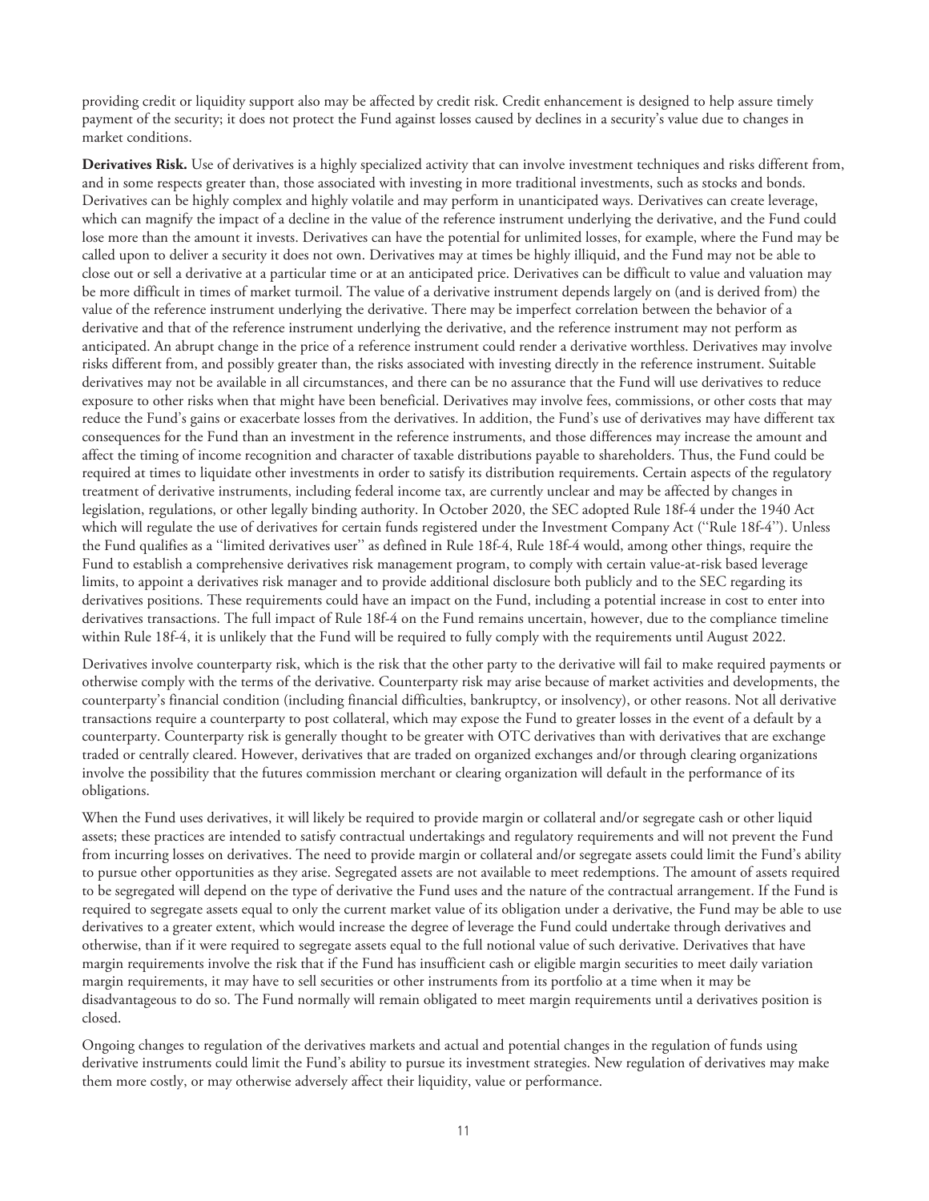providing credit or liquidity support also may be affected by credit risk. Credit enhancement is designed to help assure timely payment of the security; it does not protect the Fund against losses caused by declines in a security's value due to changes in market conditions.

**Derivatives Risk.** Use of derivatives is a highly specialized activity that can involve investment techniques and risks different from, and in some respects greater than, those associated with investing in more traditional investments, such as stocks and bonds. Derivatives can be highly complex and highly volatile and may perform in unanticipated ways. Derivatives can create leverage, which can magnify the impact of a decline in the value of the reference instrument underlying the derivative, and the Fund could lose more than the amount it invests. Derivatives can have the potential for unlimited losses, for example, where the Fund may be called upon to deliver a security it does not own. Derivatives may at times be highly illiquid, and the Fund may not be able to close out or sell a derivative at a particular time or at an anticipated price. Derivatives can be difficult to value and valuation may be more difficult in times of market turmoil. The value of a derivative instrument depends largely on (and is derived from) the value of the reference instrument underlying the derivative. There may be imperfect correlation between the behavior of a derivative and that of the reference instrument underlying the derivative, and the reference instrument may not perform as anticipated. An abrupt change in the price of a reference instrument could render a derivative worthless. Derivatives may involve risks different from, and possibly greater than, the risks associated with investing directly in the reference instrument. Suitable derivatives may not be available in all circumstances, and there can be no assurance that the Fund will use derivatives to reduce exposure to other risks when that might have been beneficial. Derivatives may involve fees, commissions, or other costs that may reduce the Fund's gains or exacerbate losses from the derivatives. In addition, the Fund's use of derivatives may have different tax consequences for the Fund than an investment in the reference instruments, and those differences may increase the amount and affect the timing of income recognition and character of taxable distributions payable to shareholders. Thus, the Fund could be required at times to liquidate other investments in order to satisfy its distribution requirements. Certain aspects of the regulatory treatment of derivative instruments, including federal income tax, are currently unclear and may be affected by changes in legislation, regulations, or other legally binding authority. In October 2020, the SEC adopted Rule 18f-4 under the 1940 Act which will regulate the use of derivatives for certain funds registered under the Investment Company Act ("Rule 18f-4"). Unless the Fund qualifies as a "limited derivatives user" as defined in Rule 18f-4, Rule 18f-4 would, among other things, require the Fund to establish a comprehensive derivatives risk management program, to comply with certain value-at-risk based leverage limits, to appoint a derivatives risk manager and to provide additional disclosure both publicly and to the SEC regarding its derivatives positions. These requirements could have an impact on the Fund, including a potential increase in cost to enter into derivatives transactions. The full impact of Rule 18f-4 on the Fund remains uncertain, however, due to the compliance timeline within Rule 18f-4, it is unlikely that the Fund will be required to fully comply with the requirements until August 2022.

Derivatives involve counterparty risk, which is the risk that the other party to the derivative will fail to make required payments or otherwise comply with the terms of the derivative. Counterparty risk may arise because of market activities and developments, the counterparty's financial condition (including financial difficulties, bankruptcy, or insolvency), or other reasons. Not all derivative transactions require a counterparty to post collateral, which may expose the Fund to greater losses in the event of a default by a counterparty. Counterparty risk is generally thought to be greater with OTC derivatives than with derivatives that are exchange traded or centrally cleared. However, derivatives that are traded on organized exchanges and/or through clearing organizations involve the possibility that the futures commission merchant or clearing organization will default in the performance of its obligations.

When the Fund uses derivatives, it will likely be required to provide margin or collateral and/or segregate cash or other liquid assets; these practices are intended to satisfy contractual undertakings and regulatory requirements and will not prevent the Fund from incurring losses on derivatives. The need to provide margin or collateral and/or segregate assets could limit the Fund's ability to pursue other opportunities as they arise. Segregated assets are not available to meet redemptions. The amount of assets required to be segregated will depend on the type of derivative the Fund uses and the nature of the contractual arrangement. If the Fund is required to segregate assets equal to only the current market value of its obligation under a derivative, the Fund may be able to use derivatives to a greater extent, which would increase the degree of leverage the Fund could undertake through derivatives and otherwise, than if it were required to segregate assets equal to the full notional value of such derivative. Derivatives that have margin requirements involve the risk that if the Fund has insufficient cash or eligible margin securities to meet daily variation margin requirements, it may have to sell securities or other instruments from its portfolio at a time when it may be disadvantageous to do so. The Fund normally will remain obligated to meet margin requirements until a derivatives position is closed.

Ongoing changes to regulation of the derivatives markets and actual and potential changes in the regulation of funds using derivative instruments could limit the Fund's ability to pursue its investment strategies. New regulation of derivatives may make them more costly, or may otherwise adversely affect their liquidity, value or performance.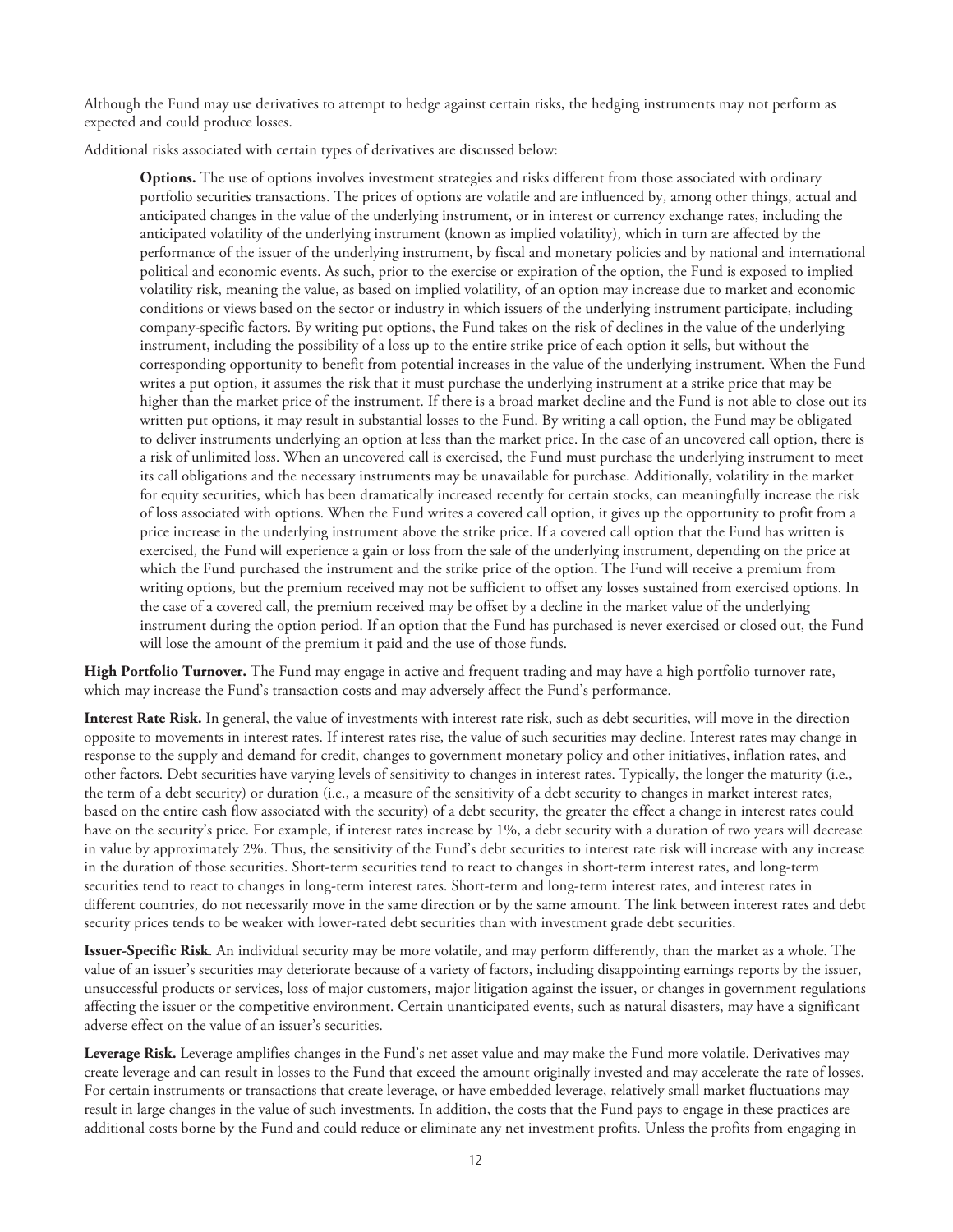Although the Fund may use derivatives to attempt to hedge against certain risks, the hedging instruments may not perform as expected and could produce losses.

Additional risks associated with certain types of derivatives are discussed below:

> **Options.** The use of options involves investment strategies and risks different from those associated with ordinary portfolio securities transactions. The prices of options are volatile and are influenced by, among other things, actual and anticipated changes in the value of the underlying instrument, or in interest or currency exchange rates, including the anticipated volatility of the underlying instrument (known as implied volatility), which in turn are affected by the performance of the issuer of the underlying instrument, by fiscal and monetary policies and by national and international political and economic events. As such, prior to the exercise or expiration of the option, the Fund is exposed to implied volatility risk, meaning the value, as based on implied volatility, of an option may increase due to market and economic conditions or views based on the sector or industry in which issuers of the underlying instrument participate, including company-specific factors. By writing put options, the Fund takes on the risk of declines in the value of the underlying instrument, including the possibility of a loss up to the entire strike price of each option it sells, but without the corresponding opportunity to benefit from potential increases in the value of the underlying instrument. When the Fund writes a put option, it assumes the risk that it must purchase the underlying instrument at a strike price that may be higher than the market price of the instrument. If there is a broad market decline and the Fund is not able to close out its written put options, it may result in substantial losses to the Fund. By writing a call option, the Fund may be obligated to deliver instruments underlying an option at less than the market price. In the case of an uncovered call option, there is a risk of unlimited loss. When an uncovered call is exercised, the Fund must purchase the underlying instrument to meet its call obligations and the necessary instruments may be unavailable for purchase. Additionally, volatility in the market for equity securities, which has been dramatically increased recently for certain stocks, can meaningfully increase the risk of loss associated with options. When the Fund writes a covered call option, it gives up the opportunity to profit from a price increase in the underlying instrument above the strike price. If a covered call option that the Fund has written is exercised, the Fund will experience a gain or loss from the sale of the underlying instrument, depending on the price at which the Fund purchased the instrument and the strike price of the option. The Fund will receive a premium from writing options, but the premium received may not be sufficient to offset any losses sustained from exercised options. In the case of a covered call, the premium received may be offset by a decline in the market value of the underlying instrument during the option period. If an option that the Fund has purchased is never exercised or closed out, the Fund will lose the amount of the premium it paid and the use of those funds.

**High Portfolio Turnover.** The Fund may engage in active and frequent trading and may have a high portfolio turnover rate, which may increase the Fund's transaction costs and may adversely affect the Fund's performance.

**Interest Rate Risk.** In general, the value of investments with interest rate risk, such as debt securities, will move in the direction opposite to movements in interest rates. If interest rates rise, the value of such securities may decline. Interest rates may change in response to the supply and demand for credit, changes to government monetary policy and other initiatives, inflation rates, and other factors. Debt securities have varying levels of sensitivity to changes in interest rates. Typically, the longer the maturity (i.e., the term of a debt security) or duration (i.e., a measure of the sensitivity of a debt security to changes in market interest rates, based on the entire cash flow associated with the security) of a debt security, the greater the effect a change in interest rates could have on the security's price. For example, if interest rates increase by 1%, a debt security with a duration of two years will decrease in value by approximately 2%. Thus, the sensitivity of the Fund's debt securities to interest rate risk will increase with any increase in the duration of those securities. Short-term securities tend to react to changes in short-term interest rates, and long-term securities tend to react to changes in long-term interest rates. Short-term and long-term interest rates, and interest rates in different countries, do not necessarily move in the same direction or by the same amount. The link between interest rates and debt security prices tends to be weaker with lower-rated debt securities than with investment grade debt securities.

**Issuer-Specific Risk**. An individual security may be more volatile, and may perform differently, than the market as a whole. The value of an issuer's securities may deteriorate because of a variety of factors, including disappointing earnings reports by the issuer, unsuccessful products or services, loss of major customers, major litigation against the issuer, or changes in government regulations affecting the issuer or the competitive environment. Certain unanticipated events, such as natural disasters, may have a significant adverse effect on the value of an issuer's securities.

**Leverage Risk.** Leverage amplifies changes in the Fund's net asset value and may make the Fund more volatile. Derivatives may create leverage and can result in losses to the Fund that exceed the amount originally invested and may accelerate the rate of losses. For certain instruments or transactions that create leverage, or have embedded leverage, relatively small market fluctuations may result in large changes in the value of such investments. In addition, the costs that the Fund pays to engage in these practices are additional costs borne by the Fund and could reduce or eliminate any net investment profits. Unless the profits from engaging in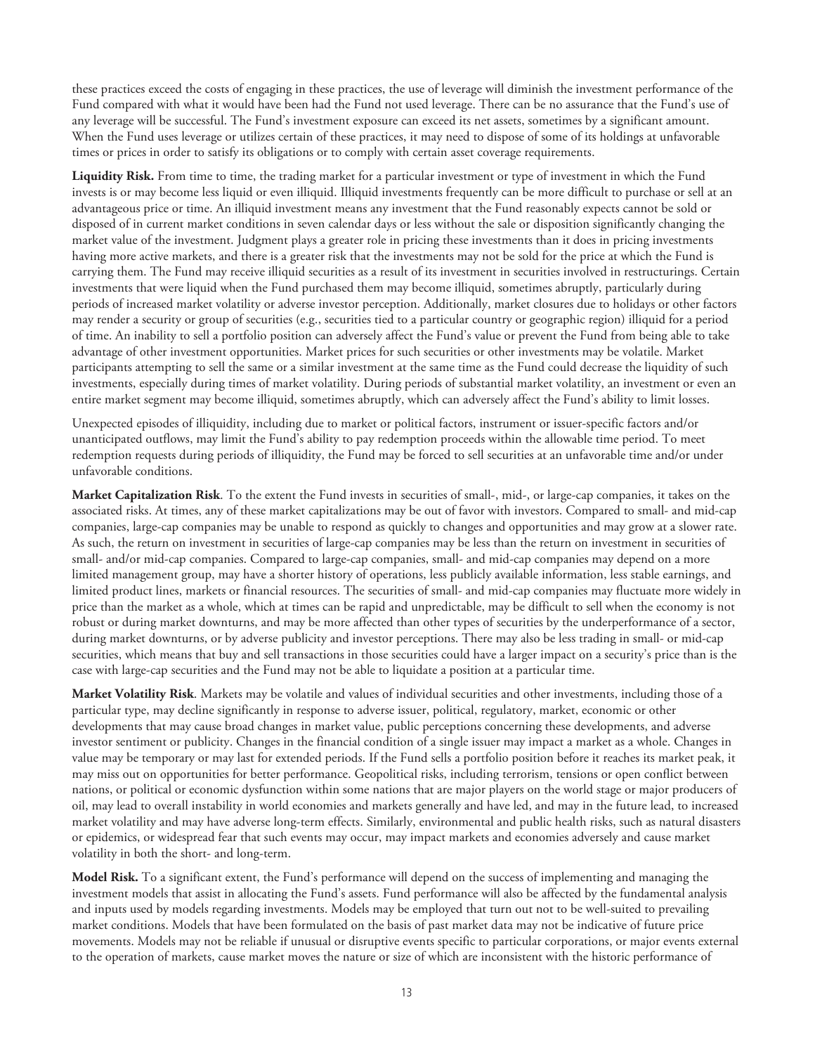these practices exceed the costs of engaging in these practices, the use of leverage will diminish the investment performance of the Fund compared with what it would have been had the Fund not used leverage. There can be no assurance that the Fund's use of any leverage will be successful. The Fund's investment exposure can exceed its net assets, sometimes by a significant amount. When the Fund uses leverage or utilizes certain of these practices, it may need to dispose of some of its holdings at unfavorable times or prices in order to satisfy its obligations or to comply with certain asset coverage requirements.

**Liquidity Risk.** From time to time, the trading market for a particular investment or type of investment in which the Fund invests is or may become less liquid or even illiquid. Illiquid investments frequently can be more difficult to purchase or sell at an advantageous price or time. An illiquid investment means any investment that the Fund reasonably expects cannot be sold or disposed of in current market conditions in seven calendar days or less without the sale or disposition significantly changing the market value of the investment. Judgment plays a greater role in pricing these investments than it does in pricing investments having more active markets, and there is a greater risk that the investments may not be sold for the price at which the Fund is carrying them. The Fund may receive illiquid securities as a result of its investment in securities involved in restructurings. Certain investments that were liquid when the Fund purchased them may become illiquid, sometimes abruptly, particularly during periods of increased market volatility or adverse investor perception. Additionally, market closures due to holidays or other factors may render a security or group of securities (e.g., securities tied to a particular country or geographic region) illiquid for a period of time. An inability to sell a portfolio position can adversely affect the Fund's value or prevent the Fund from being able to take advantage of other investment opportunities. Market prices for such securities or other investments may be volatile. Market participants attempting to sell the same or a similar investment at the same time as the Fund could decrease the liquidity of such investments, especially during times of market volatility. During periods of substantial market volatility, an investment or even an entire market segment may become illiquid, sometimes abruptly, which can adversely affect the Fund's ability to limit losses.

Unexpected episodes of illiquidity, including due to market or political factors, instrument or issuer-specific factors and/or unanticipated outflows, may limit the Fund's ability to pay redemption proceeds within the allowable time period. To meet redemption requests during periods of illiquidity, the Fund may be forced to sell securities at an unfavorable time and/or under unfavorable conditions.

**Market Capitalization Risk**. To the extent the Fund invests in securities of small-, mid-, or large-cap companies, it takes on the associated risks. At times, any of these market capitalizations may be out of favor with investors. Compared to small- and mid-cap companies, large-cap companies may be unable to respond as quickly to changes and opportunities and may grow at a slower rate. As such, the return on investment in securities of large-cap companies may be less than the return on investment in securities of small- and/or mid-cap companies. Compared to large-cap companies, small- and mid-cap companies may depend on a more limited management group, may have a shorter history of operations, less publicly available information, less stable earnings, and limited product lines, markets or financial resources. The securities of small- and mid-cap companies may fluctuate more widely in price than the market as a whole, which at times can be rapid and unpredictable, may be difficult to sell when the economy is not robust or during market downturns, and may be more affected than other types of securities by the underperformance of a sector, during market downturns, or by adverse publicity and investor perceptions. There may also be less trading in small- or mid-cap securities, which means that buy and sell transactions in those securities could have a larger impact on a security's price than is the case with large-cap securities and the Fund may not be able to liquidate a position at a particular time.

**Market Volatility Risk**. Markets may be volatile and values of individual securities and other investments, including those of a particular type, may decline significantly in response to adverse issuer, political, regulatory, market, economic or other developments that may cause broad changes in market value, public perceptions concerning these developments, and adverse investor sentiment or publicity. Changes in the financial condition of a single issuer may impact a market as a whole. Changes in value may be temporary or may last for extended periods. If the Fund sells a portfolio position before it reaches its market peak, it may miss out on opportunities for better performance. Geopolitical risks, including terrorism, tensions or open conflict between nations, or political or economic dysfunction within some nations that are major players on the world stage or major producers of oil, may lead to overall instability in world economies and markets generally and have led, and may in the future lead, to increased market volatility and may have adverse long-term effects. Similarly, environmental and public health risks, such as natural disasters or epidemics, or widespread fear that such events may occur, may impact markets and economies adversely and cause market volatility in both the short- and long-term.

**Model Risk.** To a significant extent, the Fund's performance will depend on the success of implementing and managing the investment models that assist in allocating the Fund's assets. Fund performance will also be affected by the fundamental analysis and inputs used by models regarding investments. Models may be employed that turn out not to be well-suited to prevailing market conditions. Models that have been formulated on the basis of past market data may not be indicative of future price movements. Models may not be reliable if unusual or disruptive events specific to particular corporations, or major events external to the operation of markets, cause market moves the nature or size of which are inconsistent with the historic performance of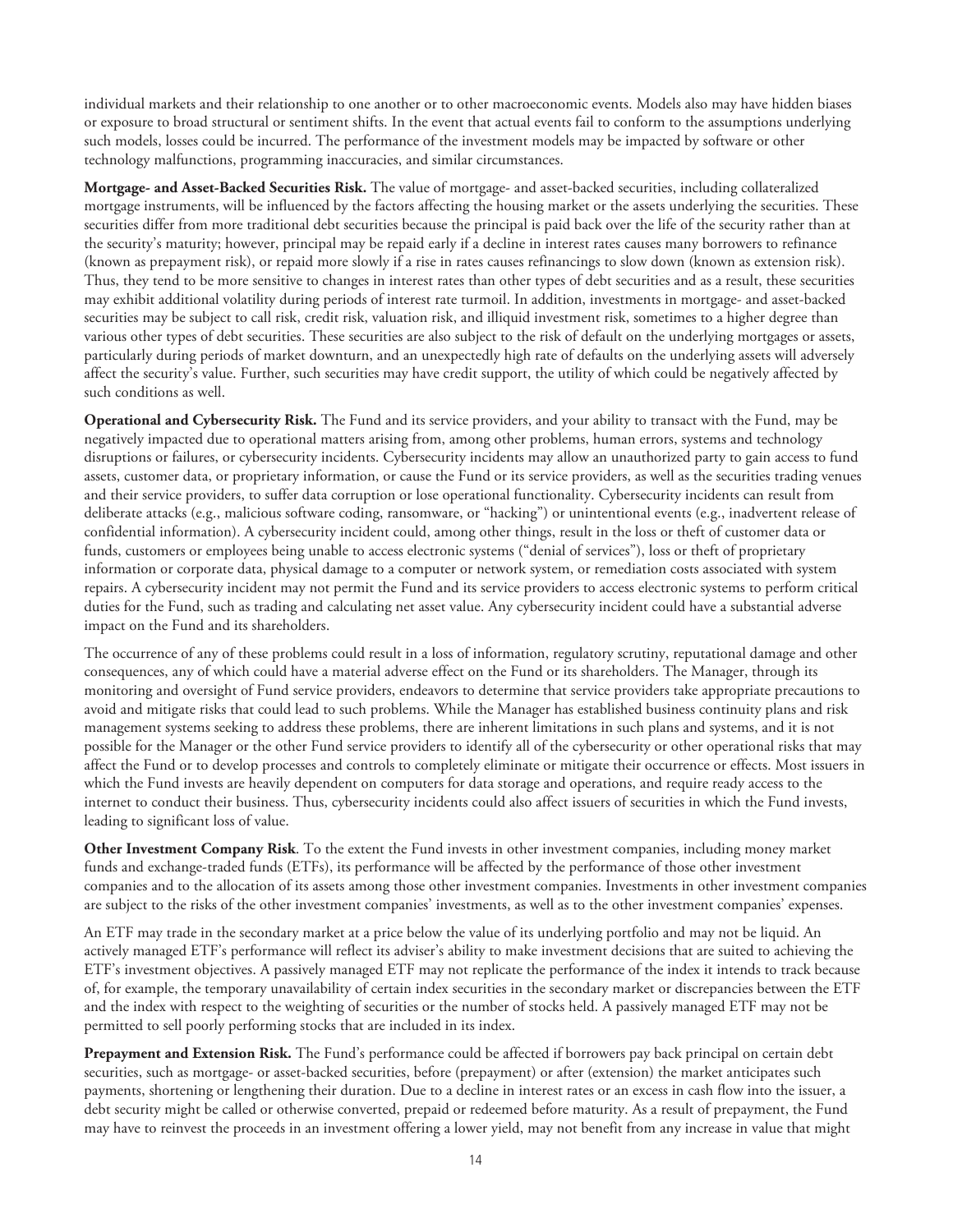individual markets and their relationship to one another or to other macroeconomic events. Models also may have hidden biases or exposure to broad structural or sentiment shifts. In the event that actual events fail to conform to the assumptions underlying such models, losses could be incurred. The performance of the investment models may be impacted by software or other technology malfunctions, programming inaccuracies, and similar circumstances.

**Mortgage- and Asset-Backed Securities Risk.** The value of mortgage- and asset-backed securities, including collateralized mortgage instruments, will be influenced by the factors affecting the housing market or the assets underlying the securities. These securities differ from more traditional debt securities because the principal is paid back over the life of the security rather than at the security's maturity; however, principal may be repaid early if a decline in interest rates causes many borrowers to refinance (known as prepayment risk), or repaid more slowly if a rise in rates causes refinancings to slow down (known as extension risk). Thus, they tend to be more sensitive to changes in interest rates than other types of debt securities and as a result, these securities may exhibit additional volatility during periods of interest rate turmoil. In addition, investments in mortgage- and asset-backed securities may be subject to call risk, credit risk, valuation risk, and illiquid investment risk, sometimes to a higher degree than various other types of debt securities. These securities are also subject to the risk of default on the underlying mortgages or assets, particularly during periods of market downturn, and an unexpectedly high rate of defaults on the underlying assets will adversely affect the security's value. Further, such securities may have credit support, the utility of which could be negatively affected by such conditions as well.

**Operational and Cybersecurity Risk.** The Fund and its service providers, and your ability to transact with the Fund, may be negatively impacted due to operational matters arising from, among other problems, human errors, systems and technology disruptions or failures, or cybersecurity incidents. Cybersecurity incidents may allow an unauthorized party to gain access to fund assets, customer data, or proprietary information, or cause the Fund or its service providers, as well as the securities trading venues and their service providers, to suffer data corruption or lose operational functionality. Cybersecurity incidents can result from deliberate attacks (e.g., malicious software coding, ransomware, or "hacking") or unintentional events (e.g., inadvertent release of confidential information). A cybersecurity incident could, among other things, result in the loss or theft of customer data or funds, customers or employees being unable to access electronic systems ("denial of services"), loss or theft of proprietary information or corporate data, physical damage to a computer or network system, or remediation costs associated with system repairs. A cybersecurity incident may not permit the Fund and its service providers to access electronic systems to perform critical duties for the Fund, such as trading and calculating net asset value. Any cybersecurity incident could have a substantial adverse impact on the Fund and its shareholders.

The occurrence of any of these problems could result in a loss of information, regulatory scrutiny, reputational damage and other consequences, any of which could have a material adverse effect on the Fund or its shareholders. The Manager, through its monitoring and oversight of Fund service providers, endeavors to determine that service providers take appropriate precautions to avoid and mitigate risks that could lead to such problems. While the Manager has established business continuity plans and risk management systems seeking to address these problems, there are inherent limitations in such plans and systems, and it is not possible for the Manager or the other Fund service providers to identify all of the cybersecurity or other operational risks that may affect the Fund or to develop processes and controls to completely eliminate or mitigate their occurrence or effects. Most issuers in which the Fund invests are heavily dependent on computers for data storage and operations, and require ready access to the internet to conduct their business. Thus, cybersecurity incidents could also affect issuers of securities in which the Fund invests, leading to significant loss of value.

**Other Investment Company Risk**. To the extent the Fund invests in other investment companies, including money market funds and exchange-traded funds (ETFs), its performance will be affected by the performance of those other investment companies and to the allocation of its assets among those other investment companies. Investments in other investment companies are subject to the risks of the other investment companies' investments, as well as to the other investment companies' expenses.

An ETF may trade in the secondary market at a price below the value of its underlying portfolio and may not be liquid. An actively managed ETF's performance will reflect its adviser's ability to make investment decisions that are suited to achieving the ETF's investment objectives. A passively managed ETF may not replicate the performance of the index it intends to track because of, for example, the temporary unavailability of certain index securities in the secondary market or discrepancies between the ETF and the index with respect to the weighting of securities or the number of stocks held. A passively managed ETF may not be permitted to sell poorly performing stocks that are included in its index.

**Prepayment and Extension Risk.** The Fund's performance could be affected if borrowers pay back principal on certain debt securities, such as mortgage- or asset-backed securities, before (prepayment) or after (extension) the market anticipates such payments, shortening or lengthening their duration. Due to a decline in interest rates or an excess in cash flow into the issuer, a debt security might be called or otherwise converted, prepaid or redeemed before maturity. As a result of prepayment, the Fund may have to reinvest the proceeds in an investment offering a lower yield, may not benefit from any increase in value that might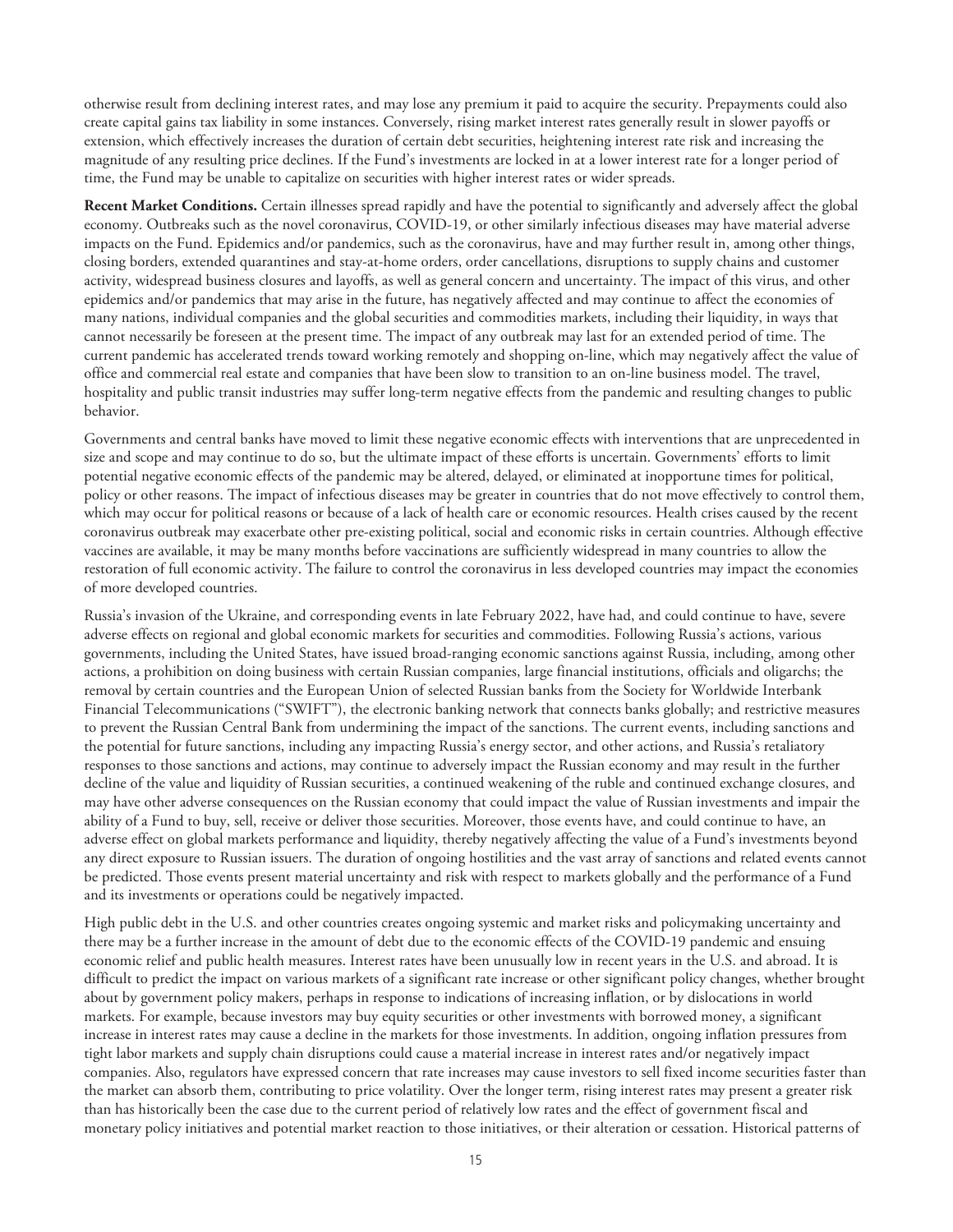otherwise result from declining interest rates, and may lose any premium it paid to acquire the security. Prepayments could also create capital gains tax liability in some instances. Conversely, rising market interest rates generally result in slower payoffs or extension, which effectively increases the duration of certain debt securities, heightening interest rate risk and increasing the magnitude of any resulting price declines. If the Fund's investments are locked in at a lower interest rate for a longer period of time, the Fund may be unable to capitalize on securities with higher interest rates or wider spreads.

**Recent Market Conditions.** Certain illnesses spread rapidly and have the potential to significantly and adversely affect the global economy. Outbreaks such as the novel coronavirus, COVID-19, or other similarly infectious diseases may have material adverse impacts on the Fund. Epidemics and/or pandemics, such as the coronavirus, have and may further result in, among other things, closing borders, extended quarantines and stay-at-home orders, order cancellations, disruptions to supply chains and customer activity, widespread business closures and layoffs, as well as general concern and uncertainty. The impact of this virus, and other epidemics and/or pandemics that may arise in the future, has negatively affected and may continue to affect the economies of many nations, individual companies and the global securities and commodities markets, including their liquidity, in ways that cannot necessarily be foreseen at the present time. The impact of any outbreak may last for an extended period of time. The current pandemic has accelerated trends toward working remotely and shopping on-line, which may negatively affect the value of office and commercial real estate and companies that have been slow to transition to an on-line business model. The travel, hospitality and public transit industries may suffer long-term negative effects from the pandemic and resulting changes to public behavior.

Governments and central banks have moved to limit these negative economic effects with interventions that are unprecedented in size and scope and may continue to do so, but the ultimate impact of these efforts is uncertain. Governments' efforts to limit potential negative economic effects of the pandemic may be altered, delayed, or eliminated at inopportune times for political, policy or other reasons. The impact of infectious diseases may be greater in countries that do not move effectively to control them, which may occur for political reasons or because of a lack of health care or economic resources. Health crises caused by the recent coronavirus outbreak may exacerbate other pre-existing political, social and economic risks in certain countries. Although effective vaccines are available, it may be many months before vaccinations are sufficiently widespread in many countries to allow the restoration of full economic activity. The failure to control the coronavirus in less developed countries may impact the economies of more developed countries.

Russia's invasion of the Ukraine, and corresponding events in late February 2022, have had, and could continue to have, severe adverse effects on regional and global economic markets for securities and commodities. Following Russia's actions, various governments, including the United States, have issued broad-ranging economic sanctions against Russia, including, among other actions, a prohibition on doing business with certain Russian companies, large financial institutions, officials and oligarchs; the removal by certain countries and the European Union of selected Russian banks from the Society for Worldwide Interbank Financial Telecommunications ("SWIFT"), the electronic banking network that connects banks globally; and restrictive measures to prevent the Russian Central Bank from undermining the impact of the sanctions. The current events, including sanctions and the potential for future sanctions, including any impacting Russia's energy sector, and other actions, and Russia's retaliatory responses to those sanctions and actions, may continue to adversely impact the Russian economy and may result in the further decline of the value and liquidity of Russian securities, a continued weakening of the ruble and continued exchange closures, and may have other adverse consequences on the Russian economy that could impact the value of Russian investments and impair the ability of a Fund to buy, sell, receive or deliver those securities. Moreover, those events have, and could continue to have, an adverse effect on global markets performance and liquidity, thereby negatively affecting the value of a Fund's investments beyond any direct exposure to Russian issuers. The duration of ongoing hostilities and the vast array of sanctions and related events cannot be predicted. Those events present material uncertainty and risk with respect to markets globally and the performance of a Fund and its investments or operations could be negatively impacted.

High public debt in the U.S. and other countries creates ongoing systemic and market risks and policymaking uncertainty and there may be a further increase in the amount of debt due to the economic effects of the COVID-19 pandemic and ensuing economic relief and public health measures. Interest rates have been unusually low in recent years in the U.S. and abroad. It is difficult to predict the impact on various markets of a significant rate increase or other significant policy changes, whether brought about by government policy makers, perhaps in response to indications of increasing inflation, or by dislocations in world markets. For example, because investors may buy equity securities or other investments with borrowed money, a significant increase in interest rates may cause a decline in the markets for those investments. In addition, ongoing inflation pressures from tight labor markets and supply chain disruptions could cause a material increase in interest rates and/or negatively impact companies. Also, regulators have expressed concern that rate increases may cause investors to sell fixed income securities faster than the market can absorb them, contributing to price volatility. Over the longer term, rising interest rates may present a greater risk than has historically been the case due to the current period of relatively low rates and the effect of government fiscal and monetary policy initiatives and potential market reaction to those initiatives, or their alteration or cessation. Historical patterns of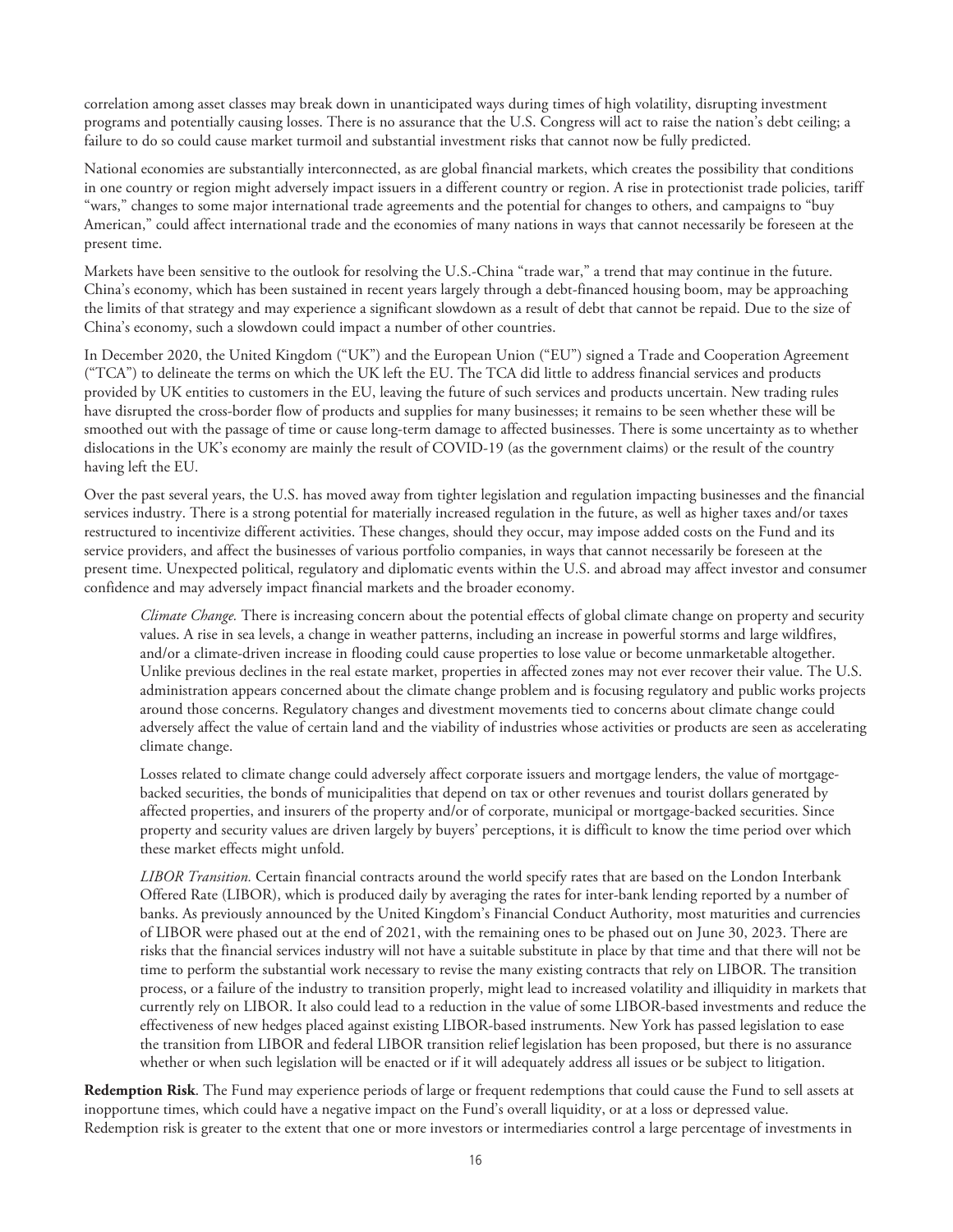correlation among asset classes may break down in unanticipated ways during times of high volatility, disrupting investment programs and potentially causing losses. There is no assurance that the U.S. Congress will act to raise the nation's debt ceiling; a failure to do so could cause market turmoil and substantial investment risks that cannot now be fully predicted.

National economies are substantially interconnected, as are global financial markets, which creates the possibility that conditions in one country or region might adversely impact issuers in a different country or region. A rise in protectionist trade policies, tariff "wars," changes to some major international trade agreements and the potential for changes to others, and campaigns to "buy American," could affect international trade and the economies of many nations in ways that cannot necessarily be foreseen at the present time.

Markets have been sensitive to the outlook for resolving the U.S.-China "trade war," a trend that may continue in the future. China's economy, which has been sustained in recent years largely through a debt-financed housing boom, may be approaching the limits of that strategy and may experience a significant slowdown as a result of debt that cannot be repaid. Due to the size of China's economy, such a slowdown could impact a number of other countries.

In December 2020, the United Kingdom ("UK") and the European Union ("EU") signed a Trade and Cooperation Agreement ("TCA") to delineate the terms on which the UK left the EU. The TCA did little to address financial services and products provided by UK entities to customers in the EU, leaving the future of such services and products uncertain. New trading rules have disrupted the cross-border flow of products and supplies for many businesses; it remains to be seen whether these will be smoothed out with the passage of time or cause long-term damage to affected businesses. There is some uncertainty as to whether dislocations in the UK's economy are mainly the result of COVID-19 (as the government claims) or the result of the country having left the EU.

Over the past several years, the U.S. has moved away from tighter legislation and regulation impacting businesses and the financial services industry. There is a strong potential for materially increased regulation in the future, as well as higher taxes and/or taxes restructured to incentivize different activities. These changes, should they occur, may impose added costs on the Fund and its service providers, and affect the businesses of various portfolio companies, in ways that cannot necessarily be foreseen at the present time. Unexpected political, regulatory and diplomatic events within the U.S. and abroad may affect investor and consumer confidence and may adversely impact financial markets and the broader economy.

*Climate Change.* There is increasing concern about the potential effects of global climate change on property and security values. A rise in sea levels, a change in weather patterns, including an increase in powerful storms and large wildfires, and/or a climate-driven increase in flooding could cause properties to lose value or become unmarketable altogether. Unlike previous declines in the real estate market, properties in affected zones may not ever recover their value. The U.S. administration appears concerned about the climate change problem and is focusing regulatory and public works projects around those concerns. Regulatory changes and divestment movements tied to concerns about climate change could adversely affect the value of certain land and the viability of industries whose activities or products are seen as accelerating climate change.

Losses related to climate change could adversely affect corporate issuers and mortgage lenders, the value of mortgage-backed securities, the bonds of municipalities that depend on tax or other revenues and tourist dollars generated by affected properties, and insurers of the property and/or of corporate, municipal or mortgage-backed securities. Since property and security values are driven largely by buyers' perceptions, it is difficult to know the time period over which these market effects might unfold.

*LIBOR Transition.* Certain financial contracts around the world specify rates that are based on the London Interbank Offered Rate (LIBOR), which is produced daily by averaging the rates for inter-bank lending reported by a number of banks. As previously announced by the United Kingdom's Financial Conduct Authority, most maturities and currencies of LIBOR were phased out at the end of 2021, with the remaining ones to be phased out on June 30, 2023. There are risks that the financial services industry will not have a suitable substitute in place by that time and that there will not be time to perform the substantial work necessary to revise the many existing contracts that rely on LIBOR. The transition process, or a failure of the industry to transition properly, might lead to increased volatility and illiquidity in markets that currently rely on LIBOR. It also could lead to a reduction in the value of some LIBOR-based investments and reduce the effectiveness of new hedges placed against existing LIBOR-based instruments. New York has passed legislation to ease the transition from LIBOR and federal LIBOR transition relief legislation has been proposed, but there is no assurance whether or when such legislation will be enacted or if it will adequately address all issues or be subject to litigation.

**Redemption Risk**. The Fund may experience periods of large or frequent redemptions that could cause the Fund to sell assets at inopportune times, which could have a negative impact on the Fund's overall liquidity, or at a loss or depressed value. Redemption risk is greater to the extent that one or more investors or intermediaries control a large percentage of investments in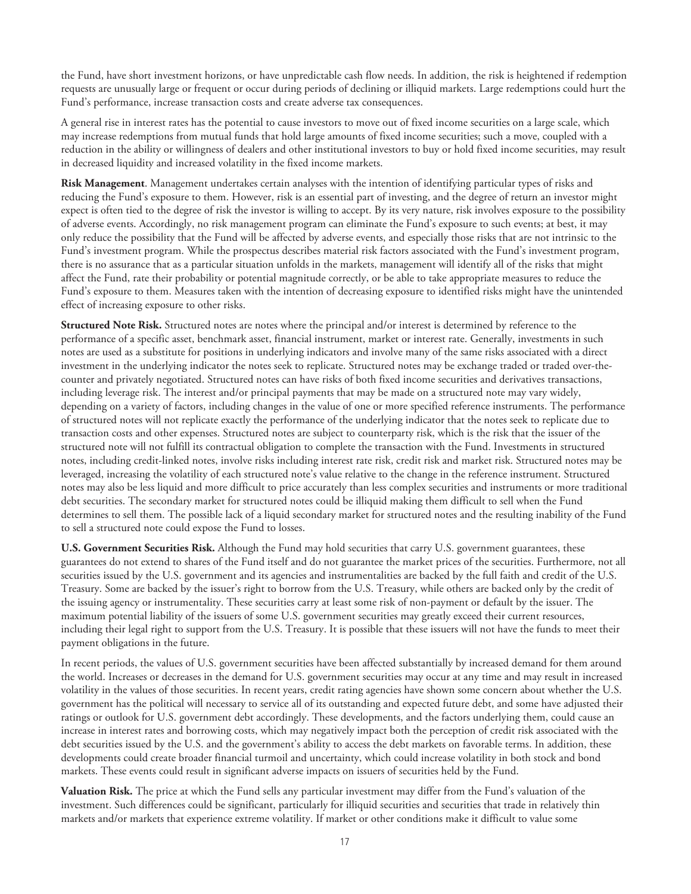the Fund, have short investment horizons, or have unpredictable cash flow needs. In addition, the risk is heightened if redemption requests are unusually large or frequent or occur during periods of declining or illiquid markets. Large redemptions could hurt the Fund's performance, increase transaction costs and create adverse tax consequences.

A general rise in interest rates has the potential to cause investors to move out of fixed income securities on a large scale, which may increase redemptions from mutual funds that hold large amounts of fixed income securities; such a move, coupled with a reduction in the ability or willingness of dealers and other institutional investors to buy or hold fixed income securities, may result in decreased liquidity and increased volatility in the fixed income markets.

**Risk Management**. Management undertakes certain analyses with the intention of identifying particular types of risks and reducing the Fund's exposure to them. However, risk is an essential part of investing, and the degree of return an investor might expect is often tied to the degree of risk the investor is willing to accept. By its very nature, risk involves exposure to the possibility of adverse events. Accordingly, no risk management program can eliminate the Fund's exposure to such events; at best, it may only reduce the possibility that the Fund will be affected by adverse events, and especially those risks that are not intrinsic to the Fund's investment program. While the prospectus describes material risk factors associated with the Fund's investment program, there is no assurance that as a particular situation unfolds in the markets, management will identify all of the risks that might affect the Fund, rate their probability or potential magnitude correctly, or be able to take appropriate measures to reduce the Fund's exposure to them. Measures taken with the intention of decreasing exposure to identified risks might have the unintended effect of increasing exposure to other risks.

**Structured Note Risk.** Structured notes are notes where the principal and/or interest is determined by reference to the performance of a specific asset, benchmark asset, financial instrument, market or interest rate. Generally, investments in such notes are used as a substitute for positions in underlying indicators and involve many of the same risks associated with a direct investment in the underlying indicator the notes seek to replicate. Structured notes may be exchange traded or traded over-the-counter and privately negotiated. Structured notes can have risks of both fixed income securities and derivatives transactions, including leverage risk. The interest and/or principal payments that may be made on a structured note may vary widely, depending on a variety of factors, including changes in the value of one or more specified reference instruments. The performance of structured notes will not replicate exactly the performance of the underlying indicator that the notes seek to replicate due to transaction costs and other expenses. Structured notes are subject to counterparty risk, which is the risk that the issuer of the structured note will not fulfill its contractual obligation to complete the transaction with the Fund. Investments in structured notes, including credit-linked notes, involve risks including interest rate risk, credit risk and market risk. Structured notes may be leveraged, increasing the volatility of each structured note's value relative to the change in the reference instrument. Structured notes may also be less liquid and more difficult to price accurately than less complex securities and instruments or more traditional debt securities. The secondary market for structured notes could be illiquid making them difficult to sell when the Fund determines to sell them. The possible lack of a liquid secondary market for structured notes and the resulting inability of the Fund to sell a structured note could expose the Fund to losses.

**U.S. Government Securities Risk.** Although the Fund may hold securities that carry U.S. government guarantees, these guarantees do not extend to shares of the Fund itself and do not guarantee the market prices of the securities. Furthermore, not all securities issued by the U.S. government and its agencies and instrumentalities are backed by the full faith and credit of the U.S. Treasury. Some are backed by the issuer's right to borrow from the U.S. Treasury, while others are backed only by the credit of the issuing agency or instrumentality. These securities carry at least some risk of non-payment or default by the issuer. The maximum potential liability of the issuers of some U.S. government securities may greatly exceed their current resources, including their legal right to support from the U.S. Treasury. It is possible that these issuers will not have the funds to meet their payment obligations in the future.

In recent periods, the values of U.S. government securities have been affected substantially by increased demand for them around the world. Increases or decreases in the demand for U.S. government securities may occur at any time and may result in increased volatility in the values of those securities. In recent years, credit rating agencies have shown some concern about whether the U.S. government has the political will necessary to service all of its outstanding and expected future debt, and some have adjusted their ratings or outlook for U.S. government debt accordingly. These developments, and the factors underlying them, could cause an increase in interest rates and borrowing costs, which may negatively impact both the perception of credit risk associated with the debt securities issued by the U.S. and the government's ability to access the debt markets on favorable terms. In addition, these developments could create broader financial turmoil and uncertainty, which could increase volatility in both stock and bond markets. These events could result in significant adverse impacts on issuers of securities held by the Fund.

**Valuation Risk.** The price at which the Fund sells any particular investment may differ from the Fund's valuation of the investment. Such differences could be significant, particularly for illiquid securities and securities that trade in relatively thin markets and/or markets that experience extreme volatility. If market or other conditions make it difficult to value some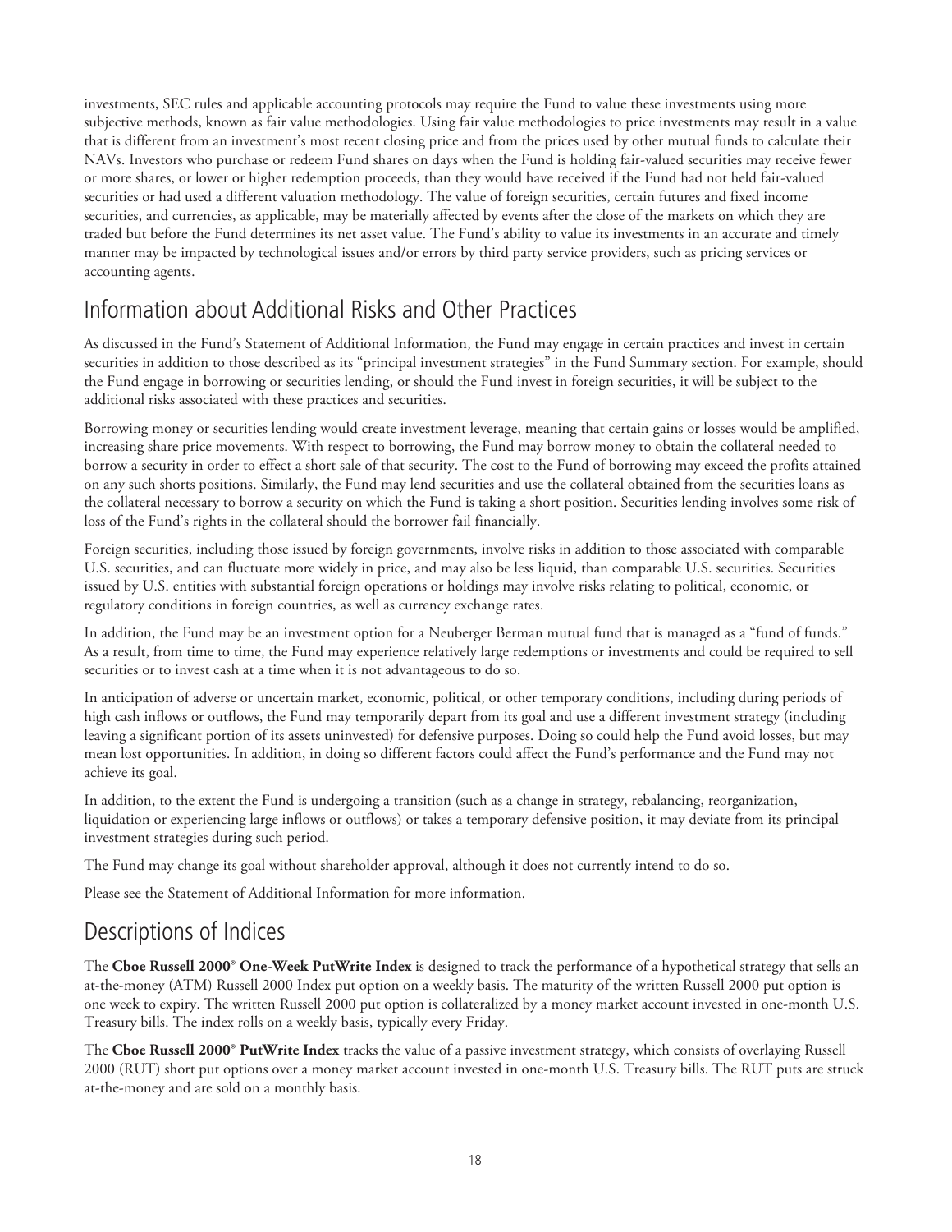investments, SEC rules and applicable accounting protocols may require the Fund to value these investments using more subjective methods, known as fair value methodologies. Using fair value methodologies to price investments may result in a value that is different from an investment's most recent closing price and from the prices used by other mutual funds to calculate their NAVs. Investors who purchase or redeem Fund shares on days when the Fund is holding fair-valued securities may receive fewer or more shares, or lower or higher redemption proceeds, than they would have received if the Fund had not held fair-valued securities or had used a different valuation methodology. The value of foreign securities, certain futures and fixed income securities, and currencies, as applicable, may be materially affected by events after the close of the markets on which they are traded but before the Fund determines its net asset value. The Fund's ability to value its investments in an accurate and timely manner may be impacted by technological issues and/or errors by third party service providers, such as pricing services or accounting agents.

## Information about Additional Risks and Other Practices

As discussed in the Fund's Statement of Additional Information, the Fund may engage in certain practices and invest in certain securities in addition to those described as its "principal investment strategies" in the Fund Summary section. For example, should the Fund engage in borrowing or securities lending, or should the Fund invest in foreign securities, it will be subject to the additional risks associated with these practices and securities.

Borrowing money or securities lending would create investment leverage, meaning that certain gains or losses would be amplified, increasing share price movements. With respect to borrowing, the Fund may borrow money to obtain the collateral needed to borrow a security in order to effect a short sale of that security. The cost to the Fund of borrowing may exceed the profits attained on any such shorts positions. Similarly, the Fund may lend securities and use the collateral obtained from the securities loans as the collateral necessary to borrow a security on which the Fund is taking a short position. Securities lending involves some risk of loss of the Fund's rights in the collateral should the borrower fail financially.

Foreign securities, including those issued by foreign governments, involve risks in addition to those associated with comparable U.S. securities, and can fluctuate more widely in price, and may also be less liquid, than comparable U.S. securities. Securities issued by U.S. entities with substantial foreign operations or holdings may involve risks relating to political, economic, or regulatory conditions in foreign countries, as well as currency exchange rates.

In addition, the Fund may be an investment option for a Neuberger Berman mutual fund that is managed as a "fund of funds." As a result, from time to time, the Fund may experience relatively large redemptions or investments and could be required to sell securities or to invest cash at a time when it is not advantageous to do so.

In anticipation of adverse or uncertain market, economic, political, or other temporary conditions, including during periods of high cash inflows or outflows, the Fund may temporarily depart from its goal and use a different investment strategy (including leaving a significant portion of its assets uninvested) for defensive purposes. Doing so could help the Fund avoid losses, but may mean lost opportunities. In addition, in doing so different factors could affect the Fund's performance and the Fund may not achieve its goal.

In addition, to the extent the Fund is undergoing a transition (such as a change in strategy, rebalancing, reorganization, liquidation or experiencing large inflows or outflows) or takes a temporary defensive position, it may deviate from its principal investment strategies during such period.

The Fund may change its goal without shareholder approval, although it does not currently intend to do so.

Please see the Statement of Additional Information for more information.

## Descriptions of Indices

The **Cboe Russell 2000® One-Week PutWrite Index** is designed to track the performance of a hypothetical strategy that sells an at-the-money (ATM) Russell 2000 Index put option on a weekly basis. The maturity of the written Russell 2000 put option is one week to expiry. The written Russell 2000 put option is collateralized by a money market account invested in one-month U.S. Treasury bills. The index rolls on a weekly basis, typically every Friday.

The **Cboe Russell 2000® PutWrite Index** tracks the value of a passive investment strategy, which consists of overlaying Russell 2000 (RUT) short put options over a money market account invested in one-month U.S. Treasury bills. The RUT puts are struck at-the-money and are sold on a monthly basis.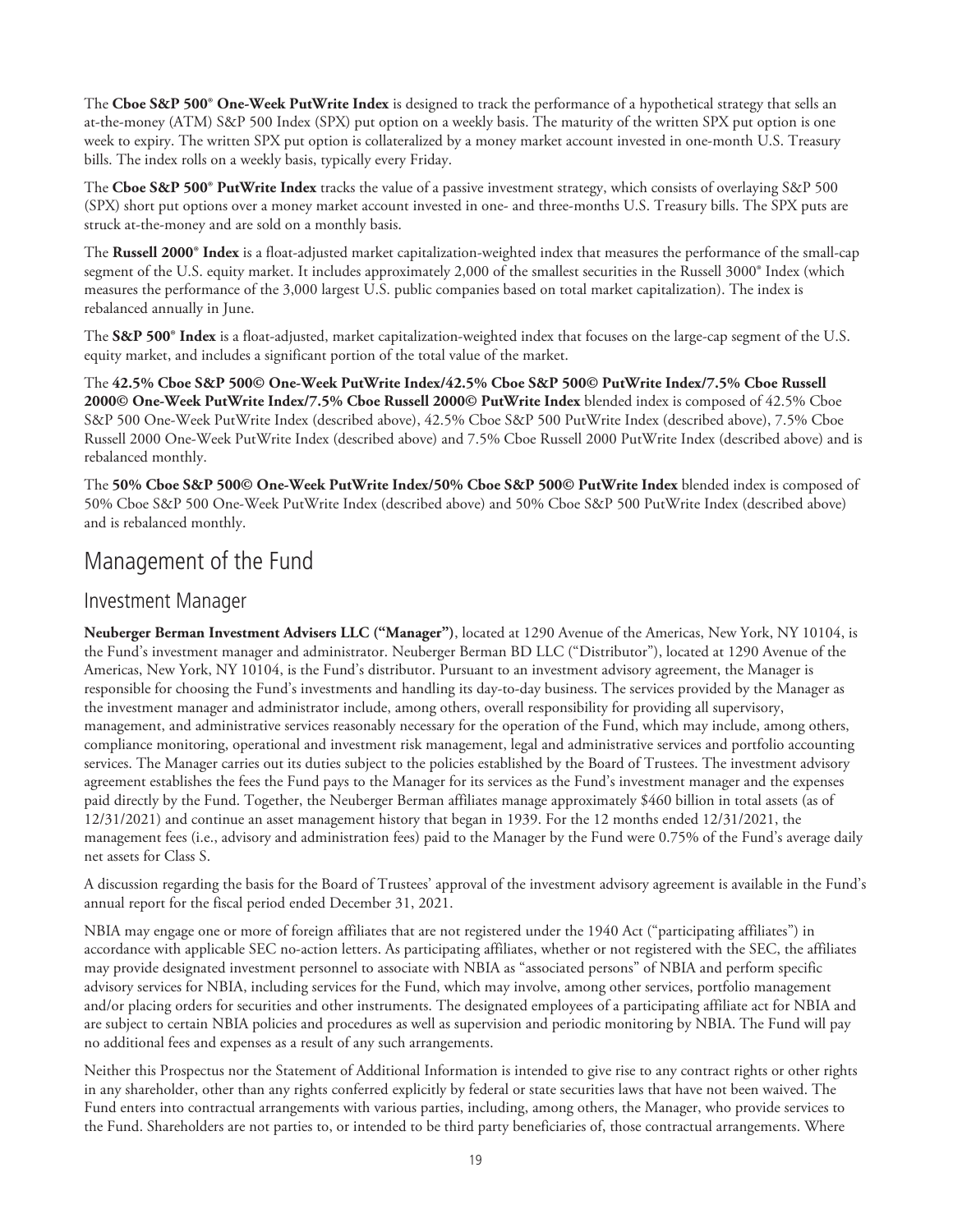The **Cboe S&P 500® One-Week PutWrite Index** is designed to track the performance of a hypothetical strategy that sells an at-the-money (ATM) S&P 500 Index (SPX) put option on a weekly basis. The maturity of the written SPX put option is one week to expiry. The written SPX put option is collateralized by a money market account invested in one-month U.S. Treasury bills. The index rolls on a weekly basis, typically every Friday.

The **Cboe S&P 500® PutWrite Index** tracks the value of a passive investment strategy, which consists of overlaying S&P 500 (SPX) short put options over a money market account invested in one- and three-months U.S. Treasury bills. The SPX puts are struck at-the-money and are sold on a monthly basis.

The **Russell 2000® Index** is a float-adjusted market capitalization-weighted index that measures the performance of the small-cap segment of the U.S. equity market. It includes approximately 2,000 of the smallest securities in the Russell 3000® Index (which measures the performance of the 3,000 largest U.S. public companies based on total market capitalization). The index is rebalanced annually in June.

The **S&P 500® Index** is a float-adjusted, market capitalization-weighted index that focuses on the large-cap segment of the U.S. equity market, and includes a significant portion of the total value of the market.

The **42.5% Cboe S&P 500© One-Week PutWrite Index/42.5% Cboe S&P 500© PutWrite Index/7.5% Cboe Russell 2000© One-Week PutWrite Index/7.5% Cboe Russell 2000© PutWrite Index** blended index is composed of 42.5% Cboe S&P 500 One-Week PutWrite Index (described above), 42.5% Cboe S&P 500 PutWrite Index (described above), 7.5% Cboe Russell 2000 One-Week PutWrite Index (described above) and 7.5% Cboe Russell 2000 PutWrite Index (described above) and is rebalanced monthly.

The **50% Cboe S&P 500© One-Week PutWrite Index/50% Cboe S&P 500© PutWrite Index** blended index is composed of 50% Cboe S&P 500 One-Week PutWrite Index (described above) and 50% Cboe S&P 500 PutWrite Index (described above) and is rebalanced monthly.

# Management of the Fund

## Investment Manager

**Neuberger Berman Investment Advisers LLC ("Manager")**, located at 1290 Avenue of the Americas, New York, NY 10104, is the Fund's investment manager and administrator. Neuberger Berman BD LLC ("Distributor"), located at 1290 Avenue of the Americas, New York, NY 10104, is the Fund's distributor. Pursuant to an investment advisory agreement, the Manager is responsible for choosing the Fund's investments and handling its day-to-day business. The services provided by the Manager as the investment manager and administrator include, among others, overall responsibility for providing all supervisory, management, and administrative services reasonably necessary for the operation of the Fund, which may include, among others, compliance monitoring, operational and investment risk management, legal and administrative services and portfolio accounting services. The Manager carries out its duties subject to the policies established by the Board of Trustees. The investment advisory agreement establishes the fees the Fund pays to the Manager for its services as the Fund's investment manager and the expenses paid directly by the Fund. Together, the Neuberger Berman affiliates manage approximately $460 billion in total assets (as of 12/31/2021) and continue an asset management history that began in 1939. For the 12 months ended 12/31/2021, the management fees (i.e., advisory and administration fees) paid to the Manager by the Fund were 0.75% of the Fund's average daily net assets for Class S.

A discussion regarding the basis for the Board of Trustees' approval of the investment advisory agreement is available in the Fund's annual report for the fiscal period ended December 31, 2021.

NBIA may engage one or more of foreign affiliates that are not registered under the 1940 Act ("participating affiliates") in accordance with applicable SEC no-action letters. As participating affiliates, whether or not registered with the SEC, the affiliates may provide designated investment personnel to associate with NBIA as "associated persons" of NBIA and perform specific advisory services for NBIA, including services for the Fund, which may involve, among other services, portfolio management and/or placing orders for securities and other instruments. The designated employees of a participating affiliate act for NBIA and are subject to certain NBIA policies and procedures as well as supervision and periodic monitoring by NBIA. The Fund will pay no additional fees and expenses as a result of any such arrangements.

Neither this Prospectus nor the Statement of Additional Information is intended to give rise to any contract rights or other rights in any shareholder, other than any rights conferred explicitly by federal or state securities laws that have not been waived. The Fund enters into contractual arrangements with various parties, including, among others, the Manager, who provide services to the Fund. Shareholders are not parties to, or intended to be third party beneficiaries of, those contractual arrangements. Where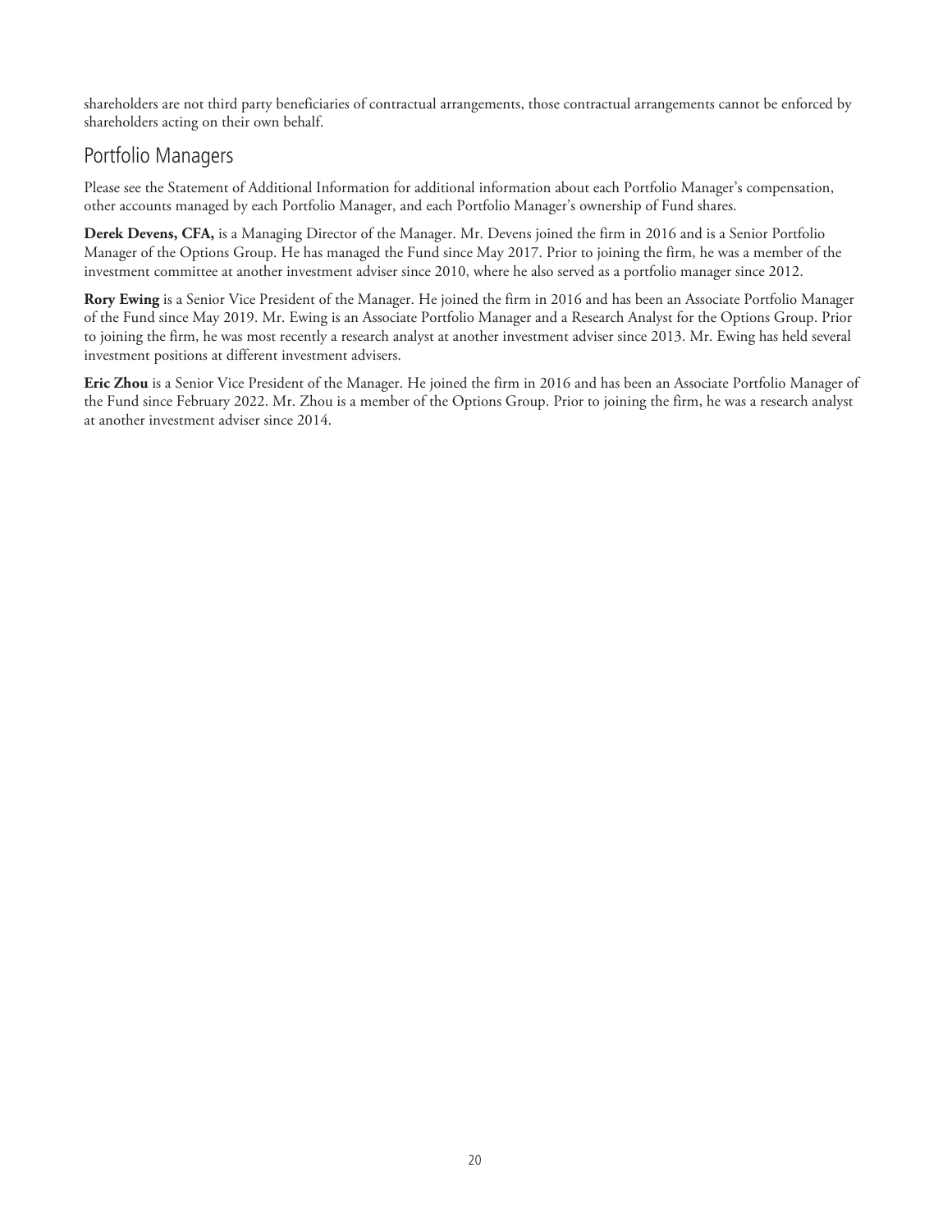shareholders are not third party beneficiaries of contractual arrangements, those contractual arrangements cannot be enforced by shareholders acting on their own behalf.

## Portfolio Managers

Please see the Statement of Additional Information for additional information about each Portfolio Manager's compensation, other accounts managed by each Portfolio Manager, and each Portfolio Manager's ownership of Fund shares.

**Derek Devens, CFA,** is a Managing Director of the Manager. Mr. Devens joined the firm in 2016 and is a Senior Portfolio Manager of the Options Group. He has managed the Fund since May 2017. Prior to joining the firm, he was a member of the investment committee at another investment adviser since 2010, where he also served as a portfolio manager since 2012.

**Rory Ewing** is a Senior Vice President of the Manager. He joined the firm in 2016 and has been an Associate Portfolio Manager of the Fund since May 2019. Mr. Ewing is an Associate Portfolio Manager and a Research Analyst for the Options Group. Prior to joining the firm, he was most recently a research analyst at another investment adviser since 2013. Mr. Ewing has held several investment positions at different investment advisers.

**Eric Zhou** is a Senior Vice President of the Manager. He joined the firm in 2016 and has been an Associate Portfolio Manager of the Fund since February 2022. Mr. Zhou is a member of the Options Group. Prior to joining the firm, he was a research analyst at another investment adviser since 2014.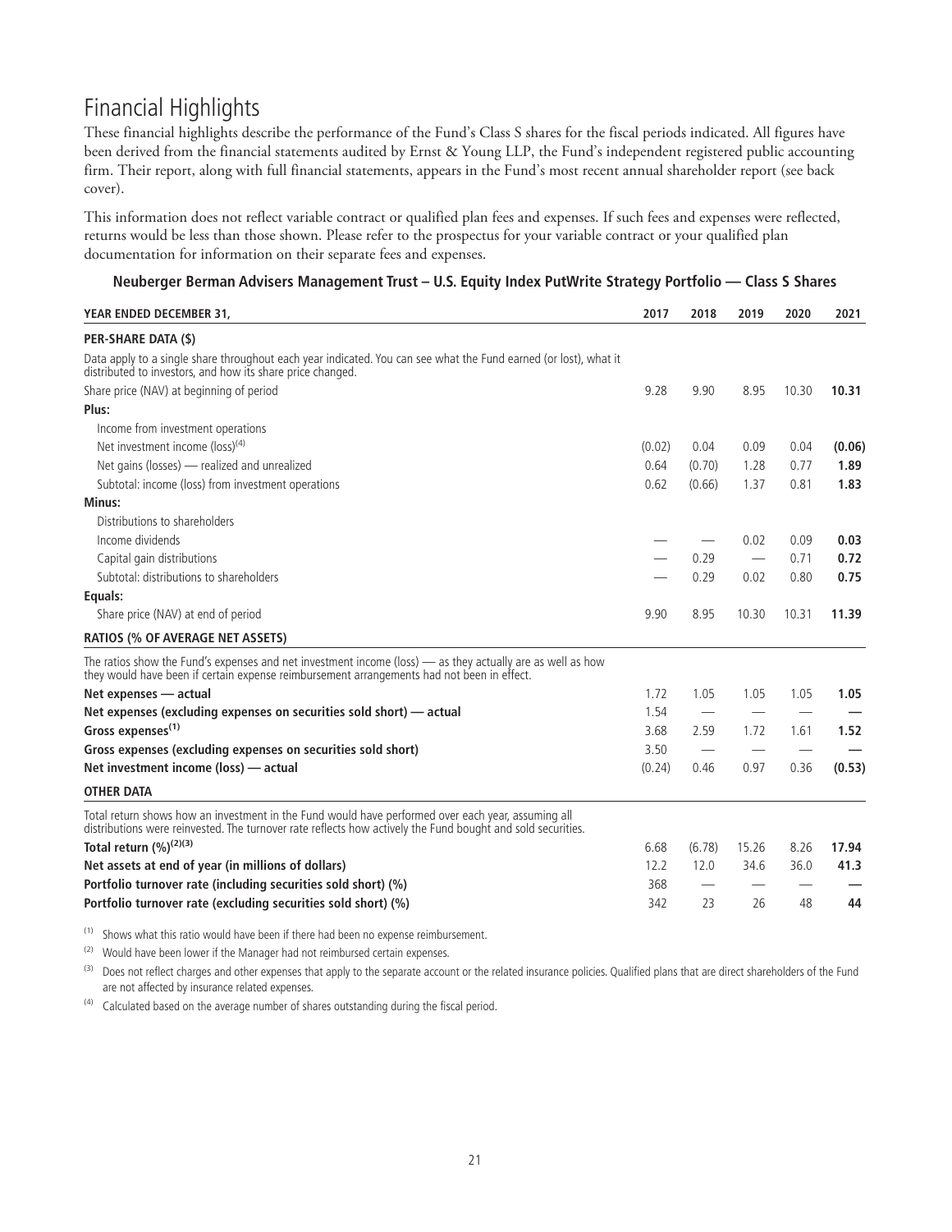# Financial Highlights

These financial highlights describe the performance of the Fund's Class S shares for the fiscal periods indicated. All figures have been derived from the financial statements audited by Ernst & Young LLP, the Fund's independent registered public accounting firm. Their report, along with full financial statements, appears in the Fund's most recent annual shareholder report (see back cover).

This information does not reflect variable contract or qualified plan fees and expenses. If such fees and expenses were reflected, returns would be less than those shown. Please refer to the prospectus for your variable contract or your qualified plan documentation for information on their separate fees and expenses.

**Neuberger Berman Advisers Management Trust – U.S. Equity Index PutWrite Strategy Portfolio — Class S Shares**

| YEAR ENDED DECEMBER 31, | 2017 | 2018 | 2019 | 2020 | 2021 |
|---|---|---|---|---|---|
| **PER-SHARE DATA ($)** | | | | | |
| Data apply to a single share throughout each year indicated. You can see what the Fund earned (or lost), what it distributed to investors, and how its share price changed. | | | | | |
| Share price (NAV) at beginning of period | 9.28 | 9.90 | 8.95 | 10.30 | **10.31** |
| **Plus:** | | | | | |
| Income from investment operations | | | | | |
| Net investment income (loss)[4] | (0.02) | 0.04 | 0.09 | 0.04 | **(0.06)** |
| Net gains (losses) — realized and unrealized | 0.64 | (0.70) | 1.28 | 0.77 | **1.89** |
| Subtotal: income (loss) from investment operations | 0.62 | (0.66) | 1.37 | 0.81 | **1.83** |
| **Minus:** | | | | | |
| Distributions to shareholders | | | | | |
| Income dividends | — | — | 0.02 | 0.09 | **0.03** |
| Capital gain distributions | — | 0.29 | — | 0.71 | **0.72** |
| Subtotal: distributions to shareholders | — | 0.29 | 0.02 | 0.80 | **0.75** |
| **Equals:** | | | | | |
| Share price (NAV) at end of period | 9.90 | 8.95 | 10.30 | 10.31 | **11.39** |
| **RATIOS (% OF AVERAGE NET ASSETS)** | | | | | |
| The ratios show the Fund's expenses and net investment income (loss) — as they actually are as well as how they would have been if certain expense reimbursement arrangements had not been in effect. | | | | | |
| **Net expenses — actual** | 1.72 | 1.05 | 1.05 | 1.05 | **1.05** |
| **Net expenses (excluding expenses on securities sold short) — actual** | 1.54 | — | — | — | **—** |
| **Gross expenses[1]** | 3.68 | 2.59 | 1.72 | 1.61 | **1.52** |
| **Gross expenses (excluding expenses on securities sold short)** | 3.50 | — | — | — | **—** |
| **Net investment income (loss) — actual** | (0.24) | 0.46 | 0.97 | 0.36 | **(0.53)** |
| **OTHER DATA** | | | | | |
| Total return shows how an investment in the Fund would have performed over each year, assuming all distributions were reinvested. The turnover rate reflects how actively the Fund bought and sold securities. | | | | | |
| **Total return (%)[2][3]** | 6.68 | (6.78) | 15.26 | 8.26 | **17.94** |
| **Net assets at end of year (in millions of dollars)** | 12.2 | 12.0 | 34.6 | 36.0 | **41.3** |
| **Portfolio turnover rate (including securities sold short) (%)** | 368 | — | — | — | **—** |
| **Portfolio turnover rate (excluding securities sold short) (%)** | 342 | 23 | 26 | 48 | **44** |

[1] Shows what this ratio would have been if there had been no expense reimbursement.

[2] Would have been lower if the Manager had not reimbursed certain expenses.

[3] Does not reflect charges and other expenses that apply to the separate account or the related insurance policies. Qualified plans that are direct shareholders of the Fund are not affected by insurance related expenses.

[4] Calculated based on the average number of shares outstanding during the fiscal period.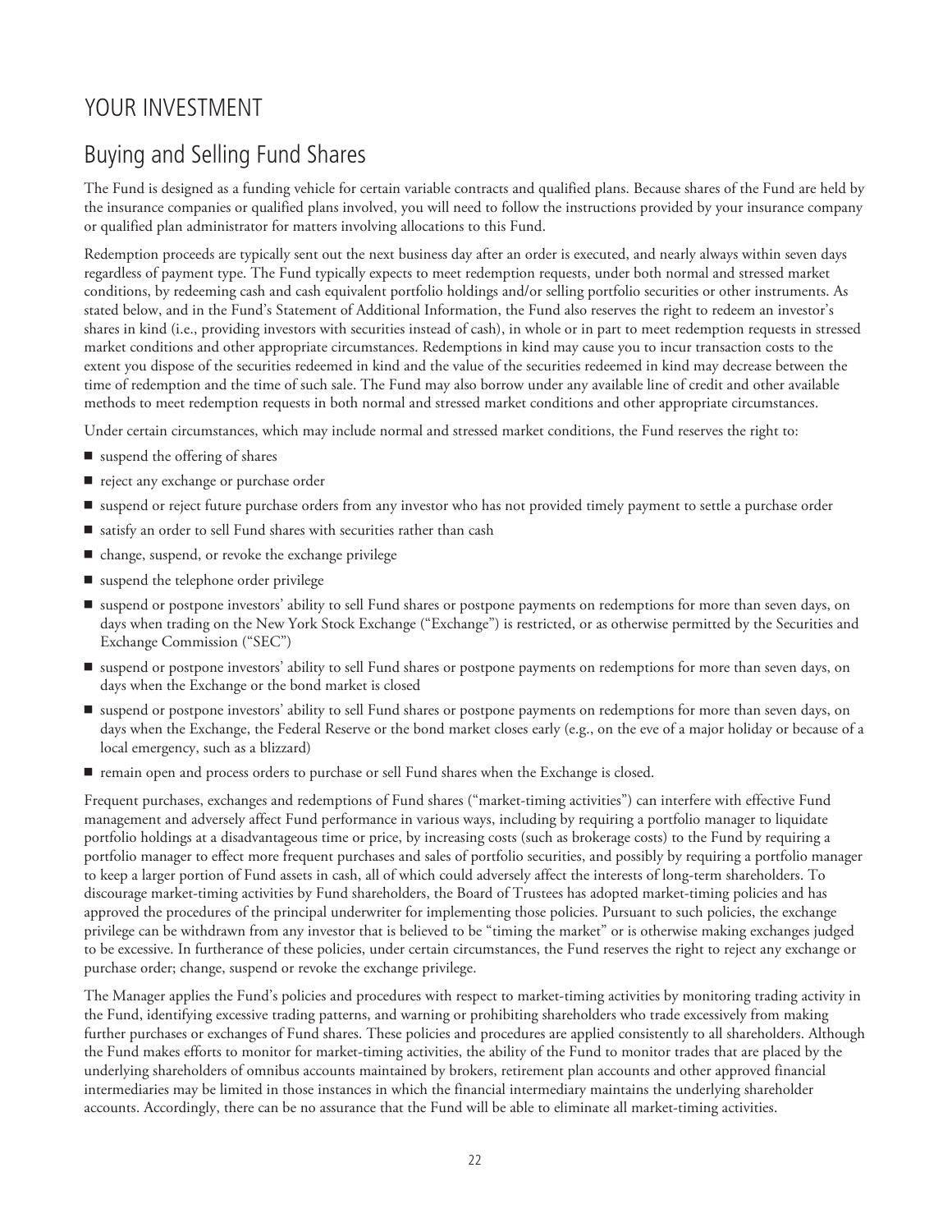# YOUR INVESTMENT

## Buying and Selling Fund Shares

The Fund is designed as a funding vehicle for certain variable contracts and qualified plans. Because shares of the Fund are held by the insurance companies or qualified plans involved, you will need to follow the instructions provided by your insurance company or qualified plan administrator for matters involving allocations to this Fund.

Redemption proceeds are typically sent out the next business day after an order is executed, and nearly always within seven days regardless of payment type. The Fund typically expects to meet redemption requests, under both normal and stressed market conditions, by redeeming cash and cash equivalent portfolio holdings and/or selling portfolio securities or other instruments. As stated below, and in the Fund's Statement of Additional Information, the Fund also reserves the right to redeem an investor's shares in kind (i.e., providing investors with securities instead of cash), in whole or in part to meet redemption requests in stressed market conditions and other appropriate circumstances. Redemptions in kind may cause you to incur transaction costs to the extent you dispose of the securities redeemed in kind and the value of the securities redeemed in kind may decrease between the time of redemption and the time of such sale. The Fund may also borrow under any available line of credit and other available methods to meet redemption requests in both normal and stressed market conditions and other appropriate circumstances.

Under certain circumstances, which may include normal and stressed market conditions, the Fund reserves the right to:

- suspend the offering of shares
- reject any exchange or purchase order
- suspend or reject future purchase orders from any investor who has not provided timely payment to settle a purchase order
- satisfy an order to sell Fund shares with securities rather than cash
- change, suspend, or revoke the exchange privilege
- suspend the telephone order privilege
- suspend or postpone investors' ability to sell Fund shares or postpone payments on redemptions for more than seven days, on days when trading on the New York Stock Exchange ("Exchange") is restricted, or as otherwise permitted by the Securities and Exchange Commission ("SEC")
- suspend or postpone investors' ability to sell Fund shares or postpone payments on redemptions for more than seven days, on days when the Exchange or the bond market is closed
- suspend or postpone investors' ability to sell Fund shares or postpone payments on redemptions for more than seven days, on days when the Exchange, the Federal Reserve or the bond market closes early (e.g., on the eve of a major holiday or because of a local emergency, such as a blizzard)
- remain open and process orders to purchase or sell Fund shares when the Exchange is closed.

Frequent purchases, exchanges and redemptions of Fund shares ("market-timing activities") can interfere with effective Fund management and adversely affect Fund performance in various ways, including by requiring a portfolio manager to liquidate portfolio holdings at a disadvantageous time or price, by increasing costs (such as brokerage costs) to the Fund by requiring a portfolio manager to effect more frequent purchases and sales of portfolio securities, and possibly by requiring a portfolio manager to keep a larger portion of Fund assets in cash, all of which could adversely affect the interests of long-term shareholders. To discourage market-timing activities by Fund shareholders, the Board of Trustees has adopted market-timing policies and has approved the procedures of the principal underwriter for implementing those policies. Pursuant to such policies, the exchange privilege can be withdrawn from any investor that is believed to be "timing the market" or is otherwise making exchanges judged to be excessive. In furtherance of these policies, under certain circumstances, the Fund reserves the right to reject any exchange or purchase order; change, suspend or revoke the exchange privilege.

The Manager applies the Fund's policies and procedures with respect to market-timing activities by monitoring trading activity in the Fund, identifying excessive trading patterns, and warning or prohibiting shareholders who trade excessively from making further purchases or exchanges of Fund shares. These policies and procedures are applied consistently to all shareholders. Although the Fund makes efforts to monitor for market-timing activities, the ability of the Fund to monitor trades that are placed by the underlying shareholders of omnibus accounts maintained by brokers, retirement plan accounts and other approved financial intermediaries may be limited in those instances in which the financial intermediary maintains the underlying shareholder accounts. Accordingly, there can be no assurance that the Fund will be able to eliminate all market-timing activities.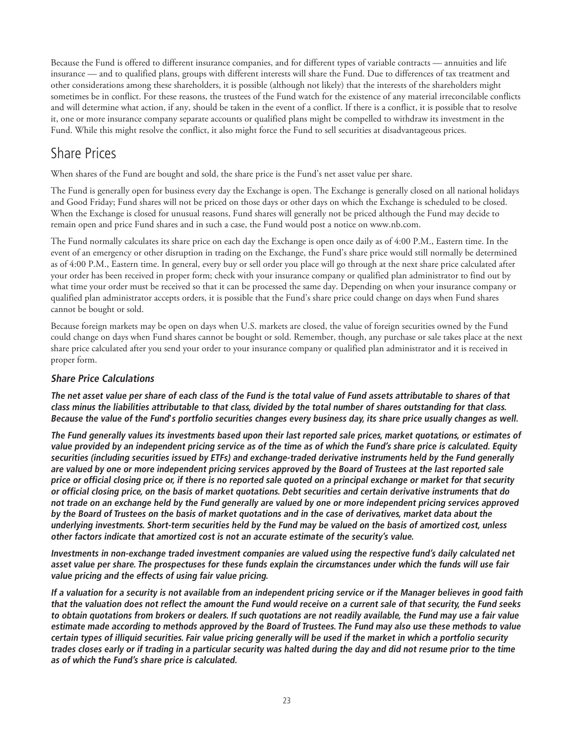Because the Fund is offered to different insurance companies, and for different types of variable contracts — annuities and life insurance — and to qualified plans, groups with different interests will share the Fund. Due to differences of tax treatment and other considerations among these shareholders, it is possible (although not likely) that the interests of the shareholders might sometimes be in conflict. For these reasons, the trustees of the Fund watch for the existence of any material irreconcilable conflicts and will determine what action, if any, should be taken in the event of a conflict. If there is a conflict, it is possible that to resolve it, one or more insurance company separate accounts or qualified plans might be compelled to withdraw its investment in the Fund. While this might resolve the conflict, it also might force the Fund to sell securities at disadvantageous prices.

## Share Prices

When shares of the Fund are bought and sold, the share price is the Fund's net asset value per share.

The Fund is generally open for business every day the Exchange is open. The Exchange is generally closed on all national holidays and Good Friday; Fund shares will not be priced on those days or other days on which the Exchange is scheduled to be closed. When the Exchange is closed for unusual reasons, Fund shares will generally not be priced although the Fund may decide to remain open and price Fund shares and in such a case, the Fund would post a notice on www.nb.com.

The Fund normally calculates its share price on each day the Exchange is open once daily as of 4:00 P.M., Eastern time. In the event of an emergency or other disruption in trading on the Exchange, the Fund's share price would still normally be determined as of 4:00 P.M., Eastern time. In general, every buy or sell order you place will go through at the next share price calculated after your order has been received in proper form; check with your insurance company or qualified plan administrator to find out by what time your order must be received so that it can be processed the same day. Depending on when your insurance company or qualified plan administrator accepts orders, it is possible that the Fund's share price could change on days when Fund shares cannot be bought or sold.

Because foreign markets may be open on days when U.S. markets are closed, the value of foreign securities owned by the Fund could change on days when Fund shares cannot be bought or sold. Remember, though, any purchase or sale takes place at the next share price calculated after you send your order to your insurance company or qualified plan administrator and it is received in proper form.

### *Share Price Calculations*

***The net asset value per share of each class of the Fund is the total value of Fund assets attributable to shares of that class minus the liabilities attributable to that class, divided by the total number of shares outstanding for that class. Because the value of the Fund's portfolio securities changes every business day, its share price usually changes as well.***

***The Fund generally values its investments based upon their last reported sale prices, market quotations, or estimates of value provided by an independent pricing service as of the time as of which the Fund's share price is calculated. Equity securities (including securities issued by ETFs) and exchange-traded derivative instruments held by the Fund generally are valued by one or more independent pricing services approved by the Board of Trustees at the last reported sale price or official closing price or, if there is no reported sale quoted on a principal exchange or market for that security or official closing price, on the basis of market quotations. Debt securities and certain derivative instruments that do not trade on an exchange held by the Fund generally are valued by one or more independent pricing services approved by the Board of Trustees on the basis of market quotations and in the case of derivatives, market data about the underlying investments. Short-term securities held by the Fund may be valued on the basis of amortized cost, unless other factors indicate that amortized cost is not an accurate estimate of the security's value.***

***Investments in non-exchange traded investment companies are valued using the respective fund's daily calculated net asset value per share. The prospectuses for these funds explain the circumstances under which the funds will use fair value pricing and the effects of using fair value pricing.***

***If a valuation for a security is not available from an independent pricing service or if the Manager believes in good faith that the valuation does not reflect the amount the Fund would receive on a current sale of that security, the Fund seeks to obtain quotations from brokers or dealers. If such quotations are not readily available, the Fund may use a fair value estimate made according to methods approved by the Board of Trustees. The Fund may also use these methods to value certain types of illiquid securities. Fair value pricing generally will be used if the market in which a portfolio security trades closes early or if trading in a particular security was halted during the day and did not resume prior to the time as of which the Fund's share price is calculated.***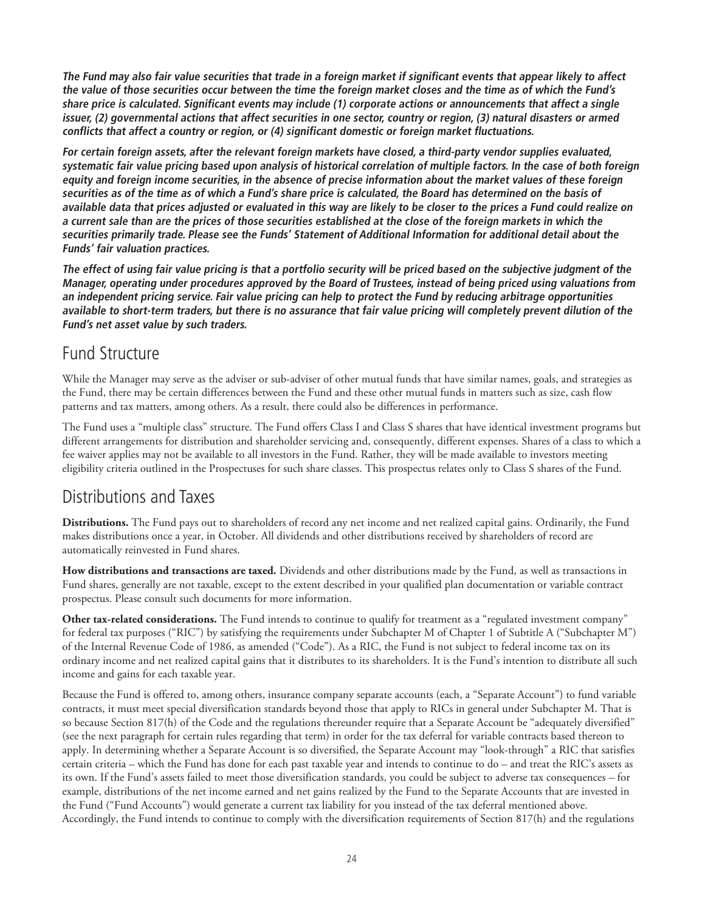***The Fund may also fair value securities that trade in a foreign market if significant events that appear likely to affect the value of those securities occur between the time the foreign market closes and the time as of which the Fund's share price is calculated. Significant events may include (1) corporate actions or announcements that affect a single issuer, (2) governmental actions that affect securities in one sector, country or region, (3) natural disasters or armed conflicts that affect a country or region, or (4) significant domestic or foreign market fluctuations.***

***For certain foreign assets, after the relevant foreign markets have closed, a third-party vendor supplies evaluated, systematic fair value pricing based upon analysis of historical correlation of multiple factors. In the case of both foreign equity and foreign income securities, in the absence of precise information about the market values of these foreign securities as of the time as of which a Fund's share price is calculated, the Board has determined on the basis of available data that prices adjusted or evaluated in this way are likely to be closer to the prices a Fund could realize on a current sale than are the prices of those securities established at the close of the foreign markets in which the securities primarily trade. Please see the Funds' Statement of Additional Information for additional detail about the Funds' fair valuation practices.***

***The effect of using fair value pricing is that a portfolio security will be priced based on the subjective judgment of the Manager, operating under procedures approved by the Board of Trustees, instead of being priced using valuations from an independent pricing service. Fair value pricing can help to protect the Fund by reducing arbitrage opportunities available to short-term traders, but there is no assurance that fair value pricing will completely prevent dilution of the Fund's net asset value by such traders.***

## Fund Structure

While the Manager may serve as the adviser or sub-adviser of other mutual funds that have similar names, goals, and strategies as the Fund, there may be certain differences between the Fund and these other mutual funds in matters such as size, cash flow patterns and tax matters, among others. As a result, there could also be differences in performance.

The Fund uses a "multiple class" structure. The Fund offers Class I and Class S shares that have identical investment programs but different arrangements for distribution and shareholder servicing and, consequently, different expenses. Shares of a class to which a fee waiver applies may not be available to all investors in the Fund. Rather, they will be made available to investors meeting eligibility criteria outlined in the Prospectuses for such share classes. This prospectus relates only to Class S shares of the Fund.

## Distributions and Taxes

**Distributions.** The Fund pays out to shareholders of record any net income and net realized capital gains. Ordinarily, the Fund makes distributions once a year, in October. All dividends and other distributions received by shareholders of record are automatically reinvested in Fund shares.

**How distributions and transactions are taxed.** Dividends and other distributions made by the Fund, as well as transactions in Fund shares, generally are not taxable, except to the extent described in your qualified plan documentation or variable contract prospectus. Please consult such documents for more information.

**Other tax-related considerations.** The Fund intends to continue to qualify for treatment as a "regulated investment company" for federal tax purposes ("RIC") by satisfying the requirements under Subchapter M of Chapter 1 of Subtitle A ("Subchapter M") of the Internal Revenue Code of 1986, as amended ("Code"). As a RIC, the Fund is not subject to federal income tax on its ordinary income and net realized capital gains that it distributes to its shareholders. It is the Fund's intention to distribute all such income and gains for each taxable year.

Because the Fund is offered to, among others, insurance company separate accounts (each, a "Separate Account") to fund variable contracts, it must meet special diversification standards beyond those that apply to RICs in general under Subchapter M. That is so because Section 817(h) of the Code and the regulations thereunder require that a Separate Account be "adequately diversified" (see the next paragraph for certain rules regarding that term) in order for the tax deferral for variable contracts based thereon to apply. In determining whether a Separate Account is so diversified, the Separate Account may "look-through" a RIC that satisfies certain criteria – which the Fund has done for each past taxable year and intends to continue to do – and treat the RIC's assets as its own. If the Fund's assets failed to meet those diversification standards, you could be subject to adverse tax consequences – for example, distributions of the net income earned and net gains realized by the Fund to the Separate Accounts that are invested in the Fund ("Fund Accounts") would generate a current tax liability for you instead of the tax deferral mentioned above. Accordingly, the Fund intends to continue to comply with the diversification requirements of Section 817(h) and the regulations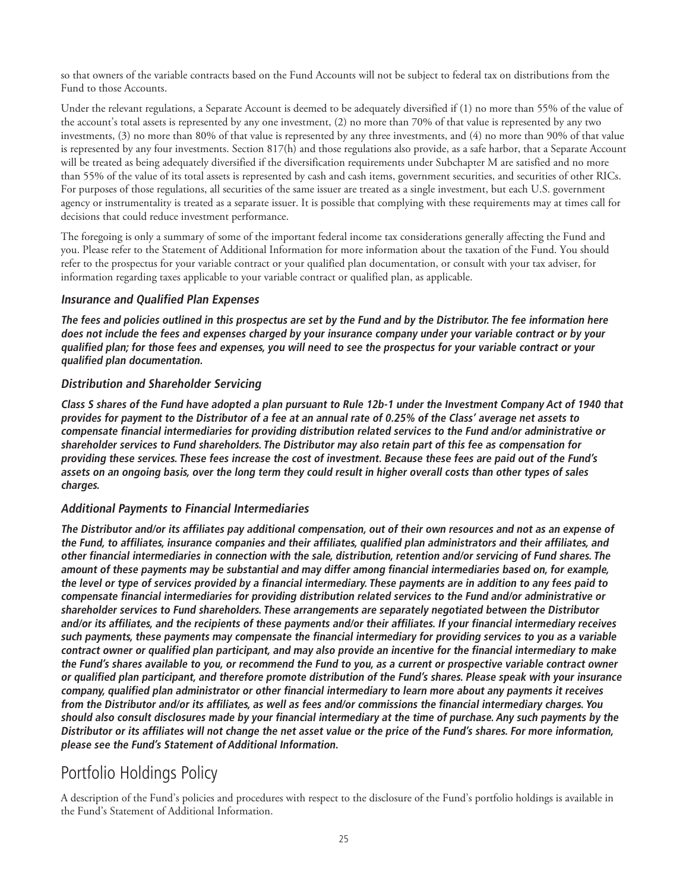so that owners of the variable contracts based on the Fund Accounts will not be subject to federal tax on distributions from the Fund to those Accounts.

Under the relevant regulations, a Separate Account is deemed to be adequately diversified if (1) no more than 55% of the value of the account's total assets is represented by any one investment, (2) no more than 70% of that value is represented by any two investments, (3) no more than 80% of that value is represented by any three investments, and (4) no more than 90% of that value is represented by any four investments. Section 817(h) and those regulations also provide, as a safe harbor, that a Separate Account will be treated as being adequately diversified if the diversification requirements under Subchapter M are satisfied and no more than 55% of the value of its total assets is represented by cash and cash items, government securities, and securities of other RICs. For purposes of those regulations, all securities of the same issuer are treated as a single investment, but each U.S. government agency or instrumentality is treated as a separate issuer. It is possible that complying with these requirements may at times call for decisions that could reduce investment performance.

The foregoing is only a summary of some of the important federal income tax considerations generally affecting the Fund and you. Please refer to the Statement of Additional Information for more information about the taxation of the Fund. You should refer to the prospectus for your variable contract or your qualified plan documentation, or consult with your tax adviser, for information regarding taxes applicable to your variable contract or qualified plan, as applicable.

### Insurance and Qualified Plan Expenses

***The fees and policies outlined in this prospectus are set by the Fund and by the Distributor. The fee information here does not include the fees and expenses charged by your insurance company under your variable contract or by your qualified plan; for those fees and expenses, you will need to see the prospectus for your variable contract or your qualified plan documentation.***

### Distribution and Shareholder Servicing

***Class S shares of the Fund have adopted a plan pursuant to Rule 12b-1 under the Investment Company Act of 1940 that provides for payment to the Distributor of a fee at an annual rate of 0.25% of the Class' average net assets to compensate financial intermediaries for providing distribution related services to the Fund and/or administrative or shareholder services to Fund shareholders. The Distributor may also retain part of this fee as compensation for providing these services. These fees increase the cost of investment. Because these fees are paid out of the Fund's assets on an ongoing basis, over the long term they could result in higher overall costs than other types of sales charges.***

### Additional Payments to Financial Intermediaries

***The Distributor and/or its affiliates pay additional compensation, out of their own resources and not as an expense of the Fund, to affiliates, insurance companies and their affiliates, qualified plan administrators and their affiliates, and other financial intermediaries in connection with the sale, distribution, retention and/or servicing of Fund shares. The amount of these payments may be substantial and may differ among financial intermediaries based on, for example, the level or type of services provided by a financial intermediary. These payments are in addition to any fees paid to compensate financial intermediaries for providing distribution related services to the Fund and/or administrative or shareholder services to Fund shareholders. These arrangements are separately negotiated between the Distributor and/or its affiliates, and the recipients of these payments and/or their affiliates. If your financial intermediary receives such payments, these payments may compensate the financial intermediary for providing services to you as a variable contract owner or qualified plan participant, and may also provide an incentive for the financial intermediary to make the Fund's shares available to you, or recommend the Fund to you, as a current or prospective variable contract owner or qualified plan participant, and therefore promote distribution of the Fund's shares. Please speak with your insurance company, qualified plan administrator or other financial intermediary to learn more about any payments it receives from the Distributor and/or its affiliates, as well as fees and/or commissions the financial intermediary charges. You should also consult disclosures made by your financial intermediary at the time of purchase. Any such payments by the Distributor or its affiliates will not change the net asset value or the price of the Fund's shares. For more information, please see the Fund's Statement of Additional Information.***

## Portfolio Holdings Policy

A description of the Fund's policies and procedures with respect to the disclosure of the Fund's portfolio holdings is available in the Fund's Statement of Additional Information.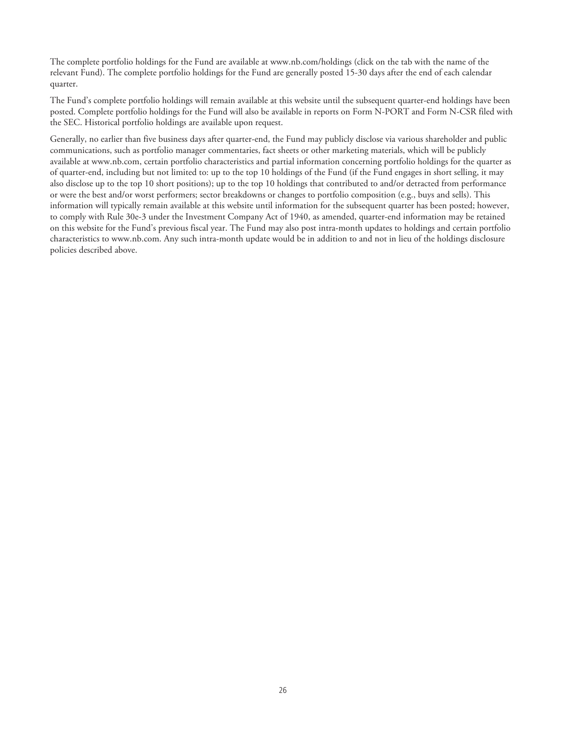The complete portfolio holdings for the Fund are available at www.nb.com/holdings (click on the tab with the name of the relevant Fund). The complete portfolio holdings for the Fund are generally posted 15-30 days after the end of each calendar quarter.

The Fund's complete portfolio holdings will remain available at this website until the subsequent quarter-end holdings have been posted. Complete portfolio holdings for the Fund will also be available in reports on Form N-PORT and Form N-CSR filed with the SEC. Historical portfolio holdings are available upon request.

Generally, no earlier than five business days after quarter-end, the Fund may publicly disclose via various shareholder and public communications, such as portfolio manager commentaries, fact sheets or other marketing materials, which will be publicly available at www.nb.com, certain portfolio characteristics and partial information concerning portfolio holdings for the quarter as of quarter-end, including but not limited to: up to the top 10 holdings of the Fund (if the Fund engages in short selling, it may also disclose up to the top 10 short positions); up to the top 10 holdings that contributed to and/or detracted from performance or were the best and/or worst performers; sector breakdowns or changes to portfolio composition (e.g., buys and sells). This information will typically remain available at this website until information for the subsequent quarter has been posted; however, to comply with Rule 30e-3 under the Investment Company Act of 1940, as amended, quarter-end information may be retained on this website for the Fund's previous fiscal year. The Fund may also post intra-month updates to holdings and certain portfolio characteristics to www.nb.com. Any such intra-month update would be in addition to and not in lieu of the holdings disclosure policies described above.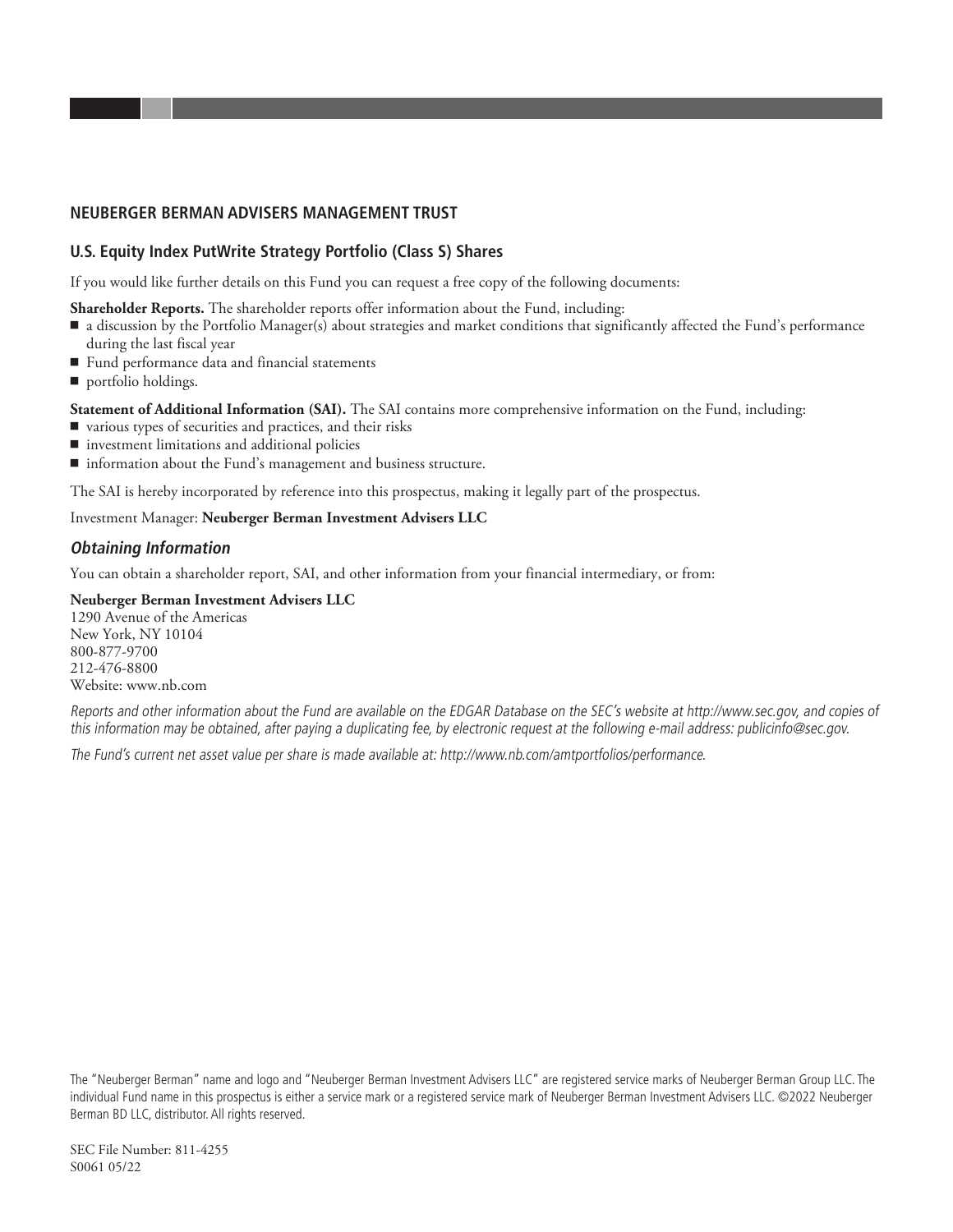## NEUBERGER BERMAN ADVISERS MANAGEMENT TRUST

### U.S. Equity Index PutWrite Strategy Portfolio (Class S) Shares

If you would like further details on this Fund you can request a free copy of the following documents:

**Shareholder Reports.** The shareholder reports offer information about the Fund, including:

- a discussion by the Portfolio Manager(s) about strategies and market conditions that significantly affected the Fund's performance during the last fiscal year
- Fund performance data and financial statements
- portfolio holdings.

**Statement of Additional Information (SAI).** The SAI contains more comprehensive information on the Fund, including:

- various types of securities and practices, and their risks
- investment limitations and additional policies
- information about the Fund's management and business structure.

The SAI is hereby incorporated by reference into this prospectus, making it legally part of the prospectus.

Investment Manager: **Neuberger Berman Investment Advisers LLC**

#### *Obtaining Information*

You can obtain a shareholder report, SAI, and other information from your financial intermediary, or from:

**Neuberger Berman Investment Advisers LLC**
1290 Avenue of the Americas
New York, NY 10104
800-877-9700
212-476-8800
Website: www.nb.com

*Reports and other information about the Fund are available on the EDGAR Database on the SEC's website at http://www.sec.gov, and copies of this information may be obtained, after paying a duplicating fee, by electronic request at the following e-mail address: publicinfo@sec.gov.*

*The Fund's current net asset value per share is made available at: http://www.nb.com/amtportfolios/performance.*

The "Neuberger Berman" name and logo and "Neuberger Berman Investment Advisers LLC" are registered service marks of Neuberger Berman Group LLC. The individual Fund name in this prospectus is either a service mark or a registered service mark of Neuberger Berman Investment Advisers LLC. ©2022 Neuberger Berman BD LLC, distributor. All rights reserved.

SEC File Number: 811-4255
S0061 05/22